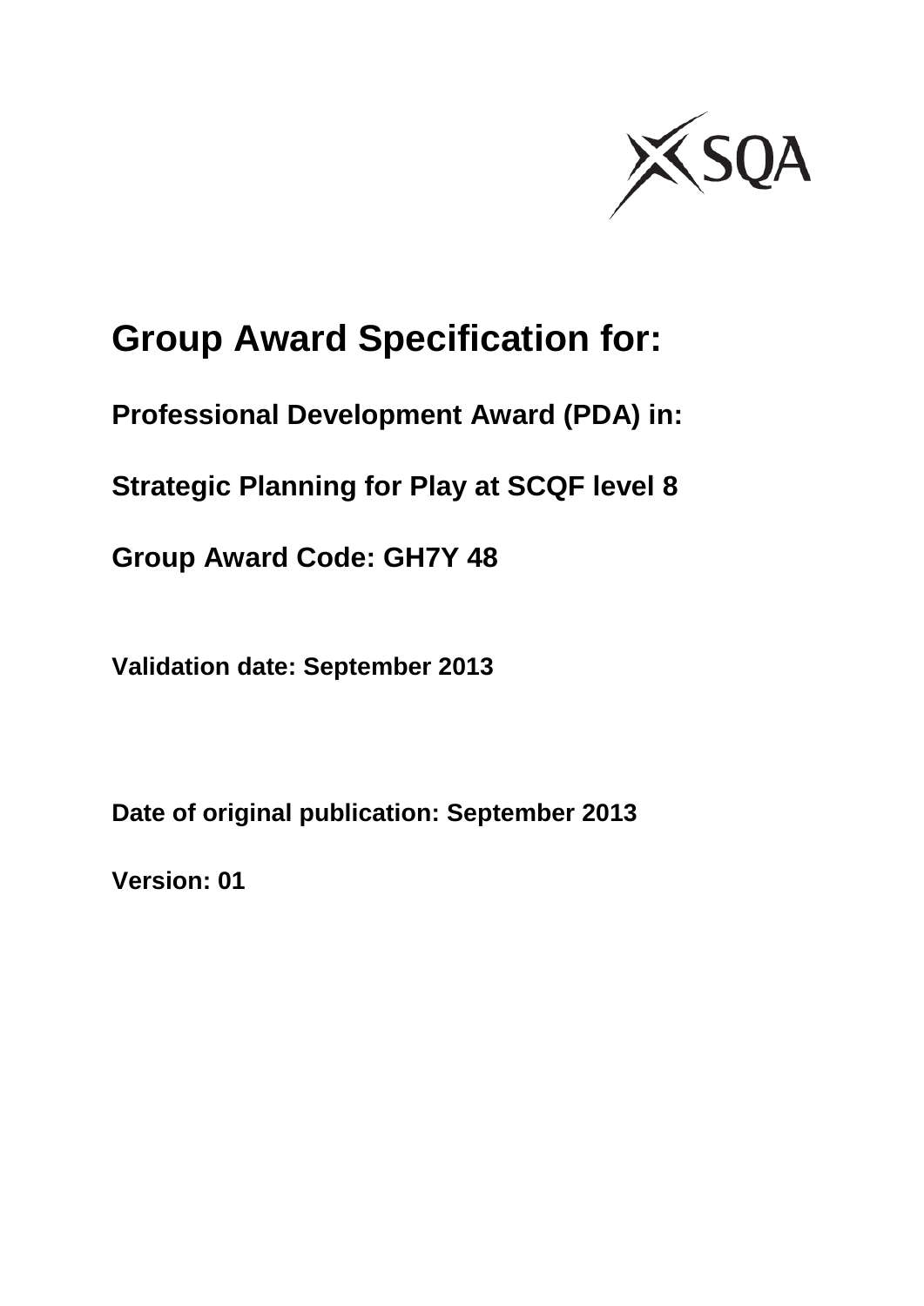SQA

# Group Award Specification for:

**Professional Development Award (PDA) in:**

**Strategic Planning for Play at SCQF level 8**

**Group Award Code: GH7Y 48**

**Validation date: September 2013**

**Date of original publication: September 2013**

**Version: 01**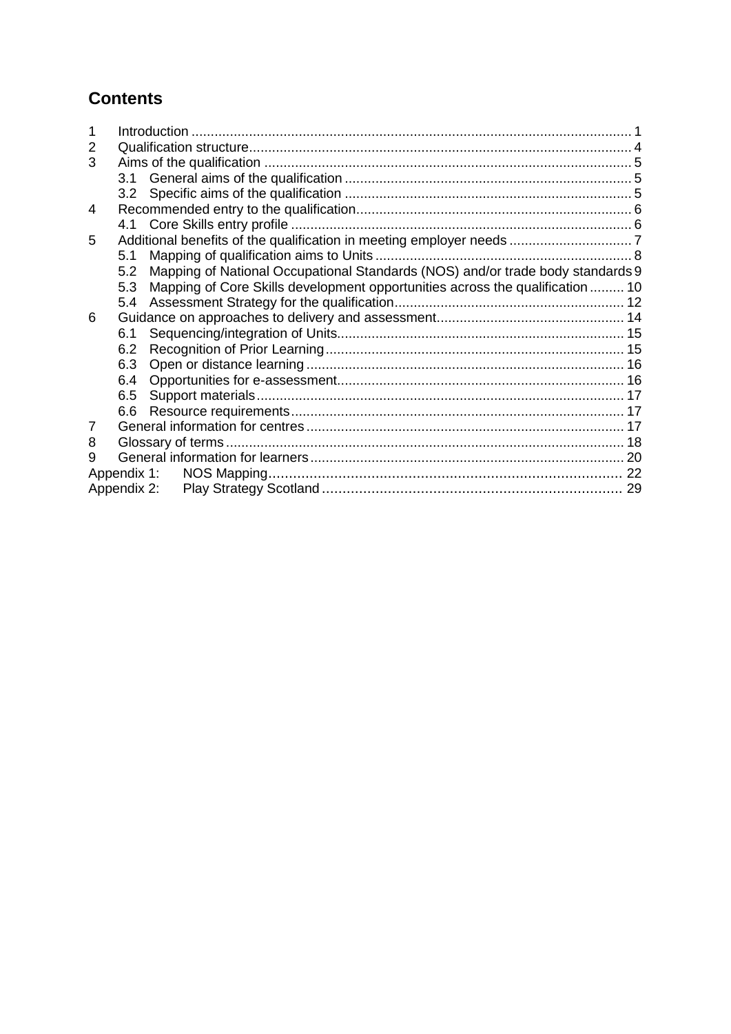## Contents

1 Introduction ... 1
2 Qualification structure ... 4
3 Aims of the qualification ... 5
  3.1 General aims of the qualification ... 5
  3.2 Specific aims of the qualification ... 5
4 Recommended entry to the qualification ... 6
  4.1 Core Skills entry profile ... 6
5 Additional benefits of the qualification in meeting employer needs ... 7
  5.1 Mapping of qualification aims to Units ... 8
  5.2 Mapping of National Occupational Standards (NOS) and/or trade body standards ... 9
  5.3 Mapping of Core Skills development opportunities across the qualification ... 10
  5.4 Assessment Strategy for the qualification ... 12
6 Guidance on approaches to delivery and assessment ... 14
  6.1 Sequencing/integration of Units ... 15
  6.2 Recognition of Prior Learning ... 15
  6.3 Open or distance learning ... 16
  6.4 Opportunities for e-assessment ... 16
  6.5 Support materials ... 17
  6.6 Resource requirements ... 17
7 General information for centres ... 17
8 Glossary of terms ... 18
9 General information for learners ... 20
Appendix 1: NOS Mapping ... 22
Appendix 2: Play Strategy Scotland ... 29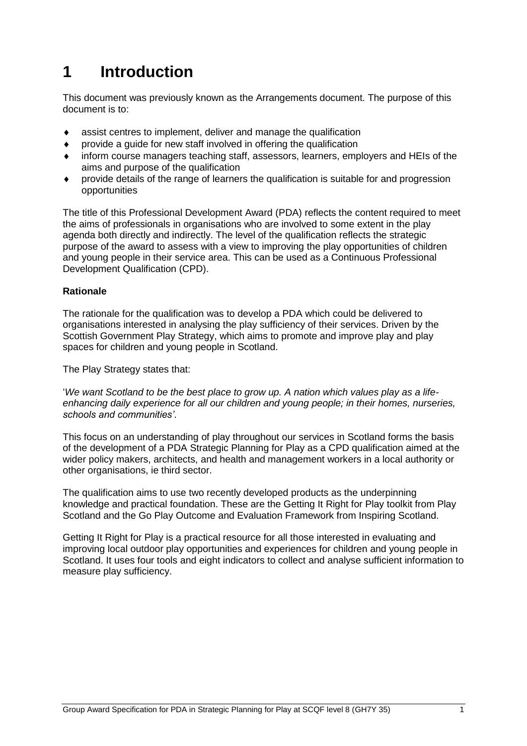# 1 Introduction

This document was previously known as the Arrangements document. The purpose of this document is to:

- assist centres to implement, deliver and manage the qualification
- provide a guide for new staff involved in offering the qualification
- inform course managers teaching staff, assessors, learners, employers and HEIs of the aims and purpose of the qualification
- provide details of the range of learners the qualification is suitable for and progression opportunities

The title of this Professional Development Award (PDA) reflects the content required to meet the aims of professionals in organisations who are involved to some extent in the play agenda both directly and indirectly. The level of the qualification reflects the strategic purpose of the award to assess with a view to improving the play opportunities of children and young people in their service area. This can be used as a Continuous Professional Development Qualification (CPD).

**Rationale**

The rationale for the qualification was to develop a PDA which could be delivered to organisations interested in analysing the play sufficiency of their services. Driven by the Scottish Government Play Strategy, which aims to promote and improve play and play spaces for children and young people in Scotland.

The Play Strategy states that:

'*We want Scotland to be the best place to grow up. A nation which values play as a life-enhancing daily experience for all our children and young people; in their homes, nurseries, schools and communities'*.

This focus on an understanding of play throughout our services in Scotland forms the basis of the development of a PDA Strategic Planning for Play as a CPD qualification aimed at the wider policy makers, architects, and health and management workers in a local authority or other organisations, ie third sector.

The qualification aims to use two recently developed products as the underpinning knowledge and practical foundation. These are the Getting It Right for Play toolkit from Play Scotland and the Go Play Outcome and Evaluation Framework from Inspiring Scotland.

Getting It Right for Play is a practical resource for all those interested in evaluating and improving local outdoor play opportunities and experiences for children and young people in Scotland. It uses four tools and eight indicators to collect and analyse sufficient information to measure play sufficiency.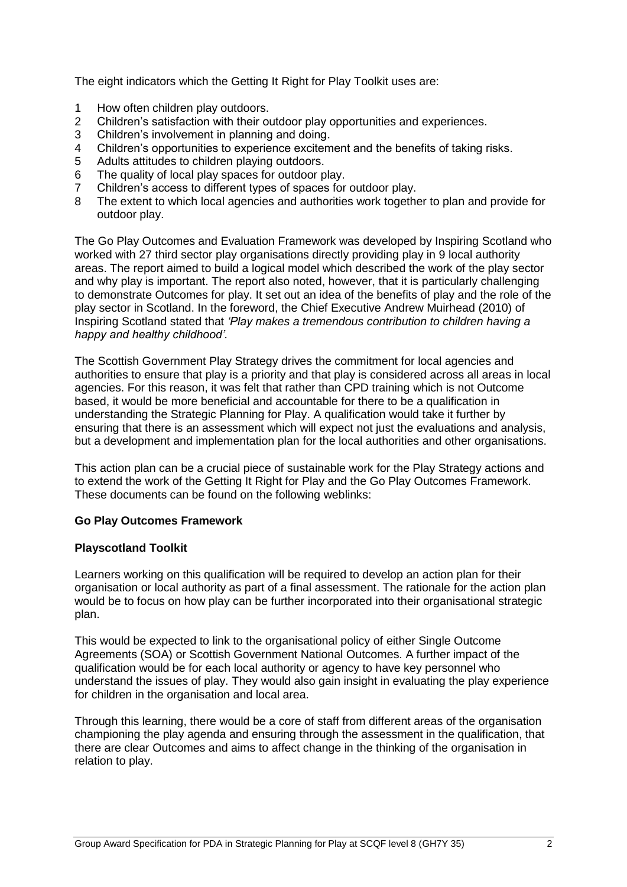The eight indicators which the Getting It Right for Play Toolkit uses are:

1. How often children play outdoors.
2. Children's satisfaction with their outdoor play opportunities and experiences.
3. Children's involvement in planning and doing.
4. Children's opportunities to experience excitement and the benefits of taking risks.
5. Adults attitudes to children playing outdoors.
6. The quality of local play spaces for outdoor play.
7. Children's access to different types of spaces for outdoor play.
8. The extent to which local agencies and authorities work together to plan and provide for outdoor play.

The Go Play Outcomes and Evaluation Framework was developed by Inspiring Scotland who worked with 27 third sector play organisations directly providing play in 9 local authority areas. The report aimed to build a logical model which described the work of the play sector and why play is important. The report also noted, however, that it is particularly challenging to demonstrate Outcomes for play. It set out an idea of the benefits of play and the role of the play sector in Scotland. In the foreword, the Chief Executive Andrew Muirhead (2010) of Inspiring Scotland stated that *'Play makes a tremendous contribution to children having a happy and healthy childhood'.*

The Scottish Government Play Strategy drives the commitment for local agencies and authorities to ensure that play is a priority and that play is considered across all areas in local agencies. For this reason, it was felt that rather than CPD training which is not Outcome based, it would be more beneficial and accountable for there to be a qualification in understanding the Strategic Planning for Play. A qualification would take it further by ensuring that there is an assessment which will expect not just the evaluations and analysis, but a development and implementation plan for the local authorities and other organisations.

This action plan can be a crucial piece of sustainable work for the Play Strategy actions and to extend the work of the Getting It Right for Play and the Go Play Outcomes Framework. These documents can be found on the following weblinks:

**Go Play Outcomes Framework**

**Playscotland Toolkit**

Learners working on this qualification will be required to develop an action plan for their organisation or local authority as part of a final assessment. The rationale for the action plan would be to focus on how play can be further incorporated into their organisational strategic plan.

This would be expected to link to the organisational policy of either Single Outcome Agreements (SOA) or Scottish Government National Outcomes. A further impact of the qualification would be for each local authority or agency to have key personnel who understand the issues of play. They would also gain insight in evaluating the play experience for children in the organisation and local area.

Through this learning, there would be a core of staff from different areas of the organisation championing the play agenda and ensuring through the assessment in the qualification, that there are clear Outcomes and aims to affect change in the thinking of the organisation in relation to play.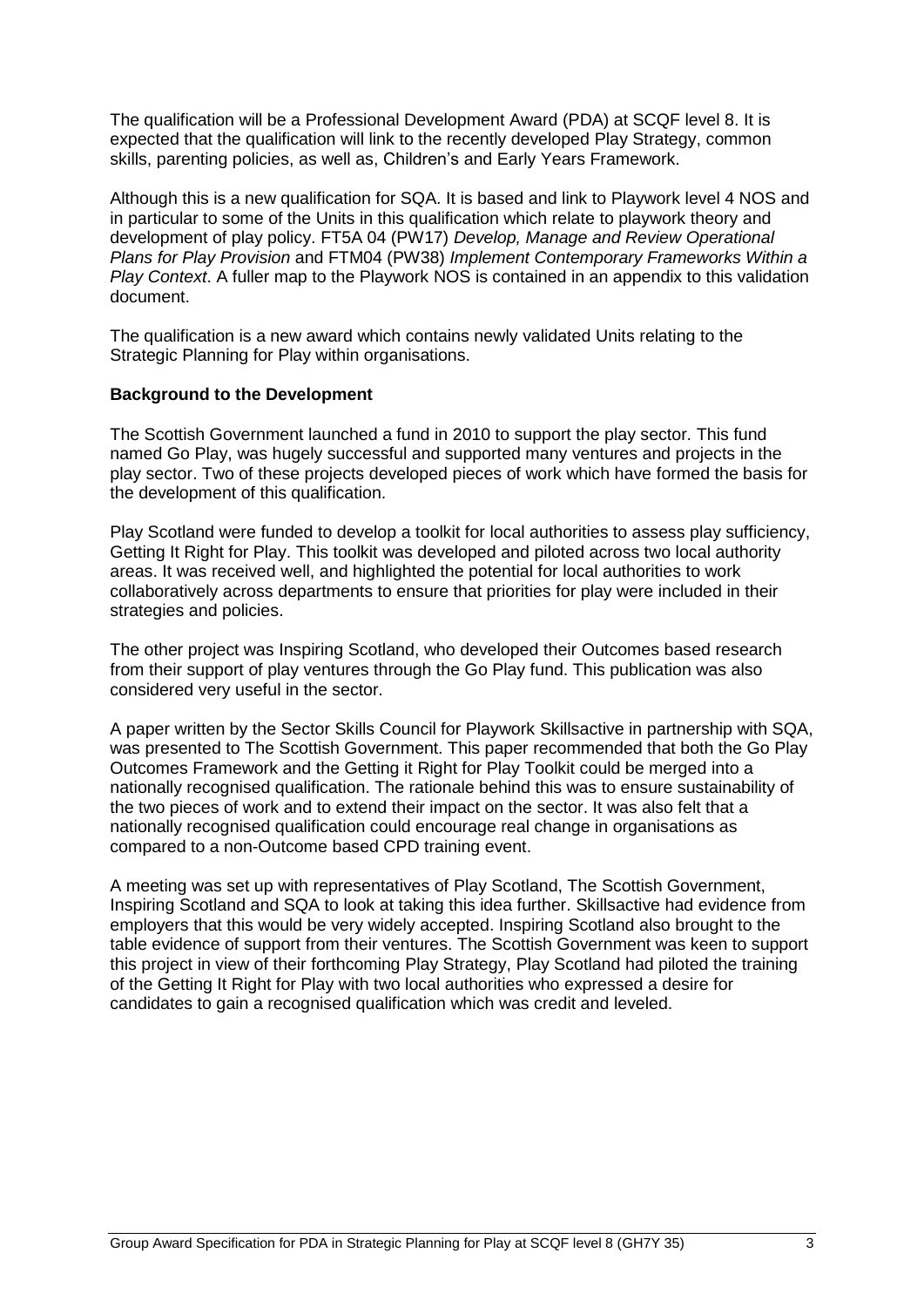The qualification will be a Professional Development Award (PDA) at SCQF level 8. It is expected that the qualification will link to the recently developed Play Strategy, common skills, parenting policies, as well as, Children's and Early Years Framework.

Although this is a new qualification for SQA. It is based and link to Playwork level 4 NOS and in particular to some of the Units in this qualification which relate to playwork theory and development of play policy. FT5A 04 (PW17) *Develop, Manage and Review Operational Plans for Play Provision* and FTM04 (PW38) *Implement Contemporary Frameworks Within a Play Context*. A fuller map to the Playwork NOS is contained in an appendix to this validation document.

The qualification is a new award which contains newly validated Units relating to the Strategic Planning for Play within organisations.

**Background to the Development**

The Scottish Government launched a fund in 2010 to support the play sector. This fund named Go Play, was hugely successful and supported many ventures and projects in the play sector. Two of these projects developed pieces of work which have formed the basis for the development of this qualification.

Play Scotland were funded to develop a toolkit for local authorities to assess play sufficiency, Getting It Right for Play. This toolkit was developed and piloted across two local authority areas. It was received well, and highlighted the potential for local authorities to work collaboratively across departments to ensure that priorities for play were included in their strategies and policies.

The other project was Inspiring Scotland, who developed their Outcomes based research from their support of play ventures through the Go Play fund. This publication was also considered very useful in the sector.

A paper written by the Sector Skills Council for Playwork Skillsactive in partnership with SQA, was presented to The Scottish Government. This paper recommended that both the Go Play Outcomes Framework and the Getting it Right for Play Toolkit could be merged into a nationally recognised qualification. The rationale behind this was to ensure sustainability of the two pieces of work and to extend their impact on the sector. It was also felt that a nationally recognised qualification could encourage real change in organisations as compared to a non-Outcome based CPD training event.

A meeting was set up with representatives of Play Scotland, The Scottish Government, Inspiring Scotland and SQA to look at taking this idea further. Skillsactive had evidence from employers that this would be very widely accepted. Inspiring Scotland also brought to the table evidence of support from their ventures. The Scottish Government was keen to support this project in view of their forthcoming Play Strategy, Play Scotland had piloted the training of the Getting It Right for Play with two local authorities who expressed a desire for candidates to gain a recognised qualification which was credit and leveled.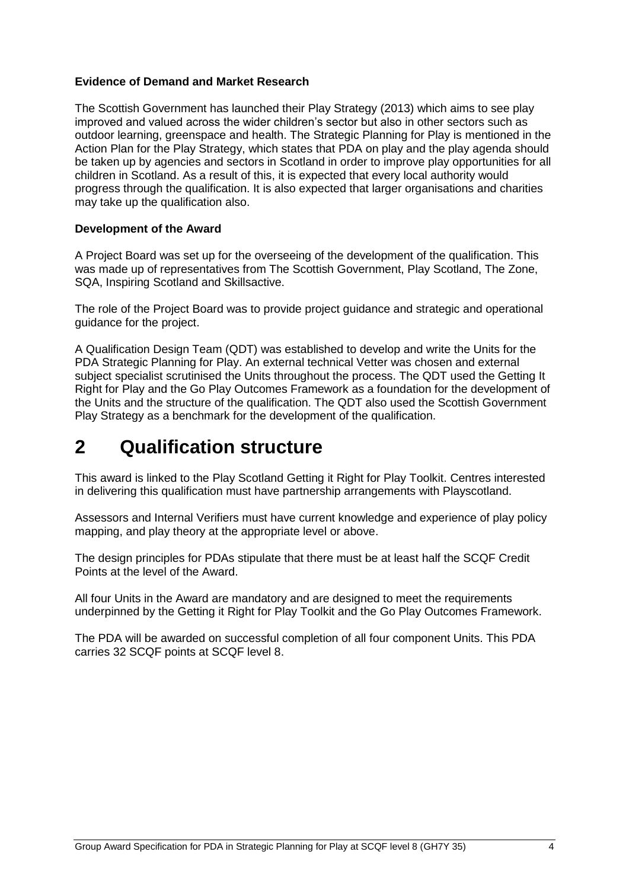**Evidence of Demand and Market Research**

The Scottish Government has launched their Play Strategy (2013) which aims to see play improved and valued across the wider children's sector but also in other sectors such as outdoor learning, greenspace and health. The Strategic Planning for Play is mentioned in the Action Plan for the Play Strategy, which states that PDA on play and the play agenda should be taken up by agencies and sectors in Scotland in order to improve play opportunities for all children in Scotland. As a result of this, it is expected that every local authority would progress through the qualification. It is also expected that larger organisations and charities may take up the qualification also.

**Development of the Award**

A Project Board was set up for the overseeing of the development of the qualification. This was made up of representatives from The Scottish Government, Play Scotland, The Zone, SQA, Inspiring Scotland and Skillsactive.

The role of the Project Board was to provide project guidance and strategic and operational guidance for the project.

A Qualification Design Team (QDT) was established to develop and write the Units for the PDA Strategic Planning for Play. An external technical Vetter was chosen and external subject specialist scrutinised the Units throughout the process. The QDT used the Getting It Right for Play and the Go Play Outcomes Framework as a foundation for the development of the Units and the structure of the qualification. The QDT also used the Scottish Government Play Strategy as a benchmark for the development of the qualification.

# 2 Qualification structure

This award is linked to the Play Scotland Getting it Right for Play Toolkit. Centres interested in delivering this qualification must have partnership arrangements with Playscotland.

Assessors and Internal Verifiers must have current knowledge and experience of play policy mapping, and play theory at the appropriate level or above.

The design principles for PDAs stipulate that there must be at least half the SCQF Credit Points at the level of the Award.

All four Units in the Award are mandatory and are designed to meet the requirements underpinned by the Getting it Right for Play Toolkit and the Go Play Outcomes Framework.

The PDA will be awarded on successful completion of all four component Units. This PDA carries 32 SCQF points at SCQF level 8.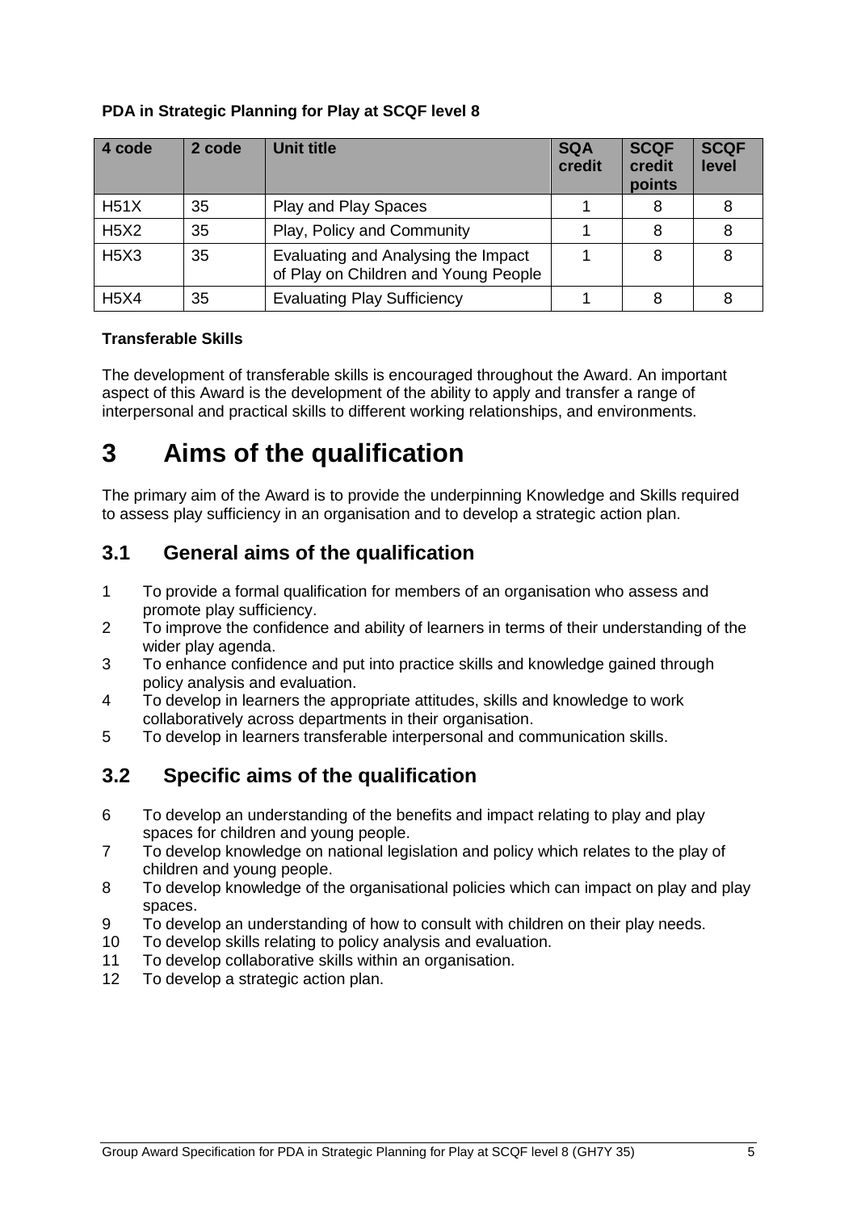**PDA in Strategic Planning for Play at SCQF level 8**

| 4 code | 2 code | Unit title | SQA credit | SCQF credit points | SCQF level |
|---|---|---|---|---|---|
| H51X | 35 | Play and Play Spaces | 1 | 8 | 8 |
| H5X2 | 35 | Play, Policy and Community | 1 | 8 | 8 |
| H5X3 | 35 | Evaluating and Analysing the Impact of Play on Children and Young People | 1 | 8 | 8 |
| H5X4 | 35 | Evaluating Play Sufficiency | 1 | 8 | 8 |

**Transferable Skills**

The development of transferable skills is encouraged throughout the Award. An important aspect of this Award is the development of the ability to apply and transfer a range of interpersonal and practical skills to different working relationships, and environments.

# 3 Aims of the qualification

The primary aim of the Award is to provide the underpinning Knowledge and Skills required to assess play sufficiency in an organisation and to develop a strategic action plan.

## 3.1 General aims of the qualification

1. To provide a formal qualification for members of an organisation who assess and promote play sufficiency.
2. To improve the confidence and ability of learners in terms of their understanding of the wider play agenda.
3. To enhance confidence and put into practice skills and knowledge gained through policy analysis and evaluation.
4. To develop in learners the appropriate attitudes, skills and knowledge to work collaboratively across departments in their organisation.
5. To develop in learners transferable interpersonal and communication skills.

## 3.2 Specific aims of the qualification

6. To develop an understanding of the benefits and impact relating to play and play spaces for children and young people.
7. To develop knowledge on national legislation and policy which relates to the play of children and young people.
8. To develop knowledge of the organisational policies which can impact on play and play spaces.
9. To develop an understanding of how to consult with children on their play needs.
10. To develop skills relating to policy analysis and evaluation.
11. To develop collaborative skills within an organisation.
12. To develop a strategic action plan.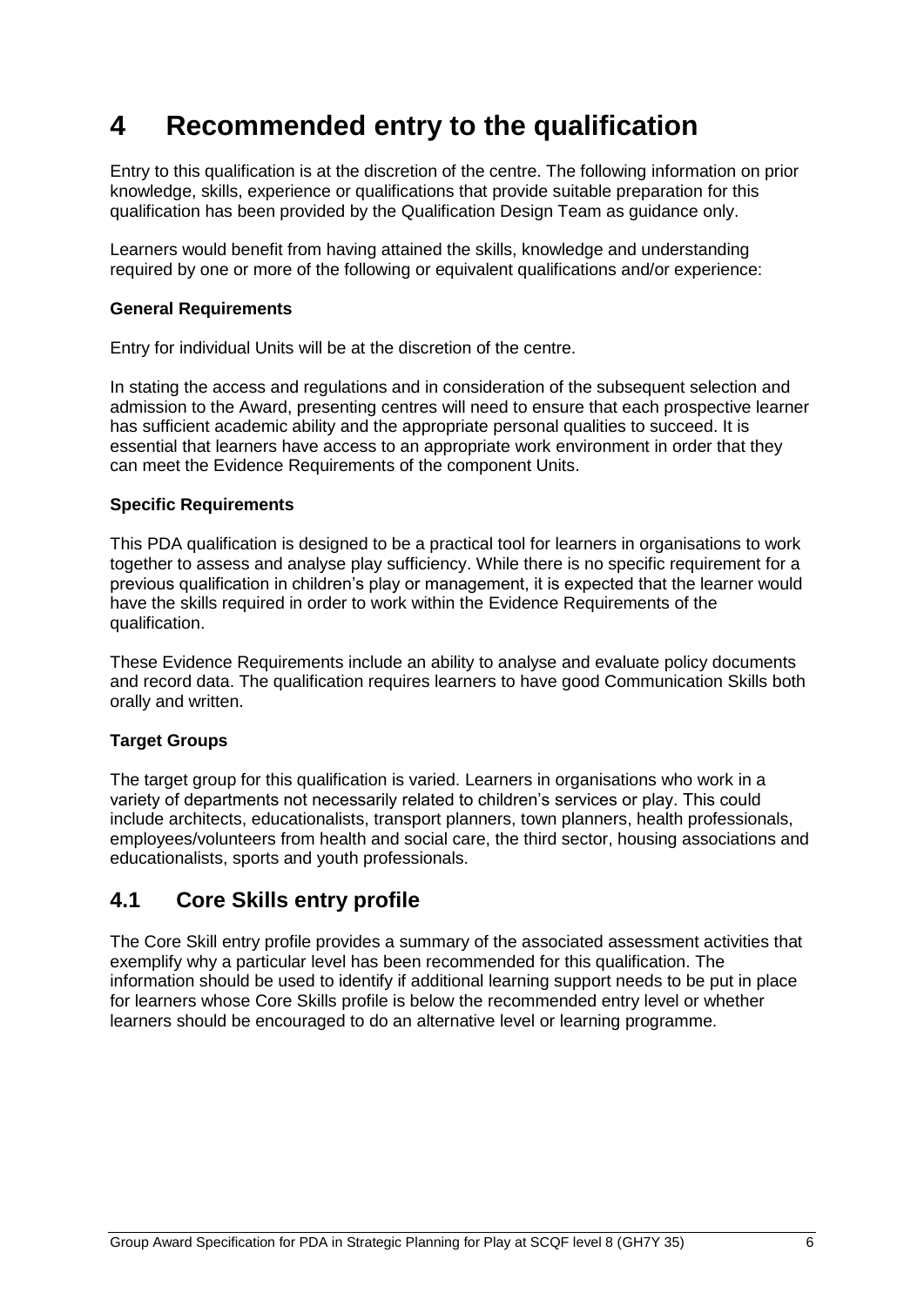# 4 Recommended entry to the qualification

Entry to this qualification is at the discretion of the centre. The following information on prior knowledge, skills, experience or qualifications that provide suitable preparation for this qualification has been provided by the Qualification Design Team as guidance only.

Learners would benefit from having attained the skills, knowledge and understanding required by one or more of the following or equivalent qualifications and/or experience:

**General Requirements**

Entry for individual Units will be at the discretion of the centre.

In stating the access and regulations and in consideration of the subsequent selection and admission to the Award, presenting centres will need to ensure that each prospective learner has sufficient academic ability and the appropriate personal qualities to succeed. It is essential that learners have access to an appropriate work environment in order that they can meet the Evidence Requirements of the component Units.

**Specific Requirements**

This PDA qualification is designed to be a practical tool for learners in organisations to work together to assess and analyse play sufficiency. While there is no specific requirement for a previous qualification in children's play or management, it is expected that the learner would have the skills required in order to work within the Evidence Requirements of the qualification.

These Evidence Requirements include an ability to analyse and evaluate policy documents and record data. The qualification requires learners to have good Communication Skills both orally and written.

**Target Groups**

The target group for this qualification is varied. Learners in organisations who work in a variety of departments not necessarily related to children's services or play. This could include architects, educationalists, transport planners, town planners, health professionals, employees/volunteers from health and social care, the third sector, housing associations and educationalists, sports and youth professionals.

## 4.1 Core Skills entry profile

The Core Skill entry profile provides a summary of the associated assessment activities that exemplify why a particular level has been recommended for this qualification. The information should be used to identify if additional learning support needs to be put in place for learners whose Core Skills profile is below the recommended entry level or whether learners should be encouraged to do an alternative level or learning programme.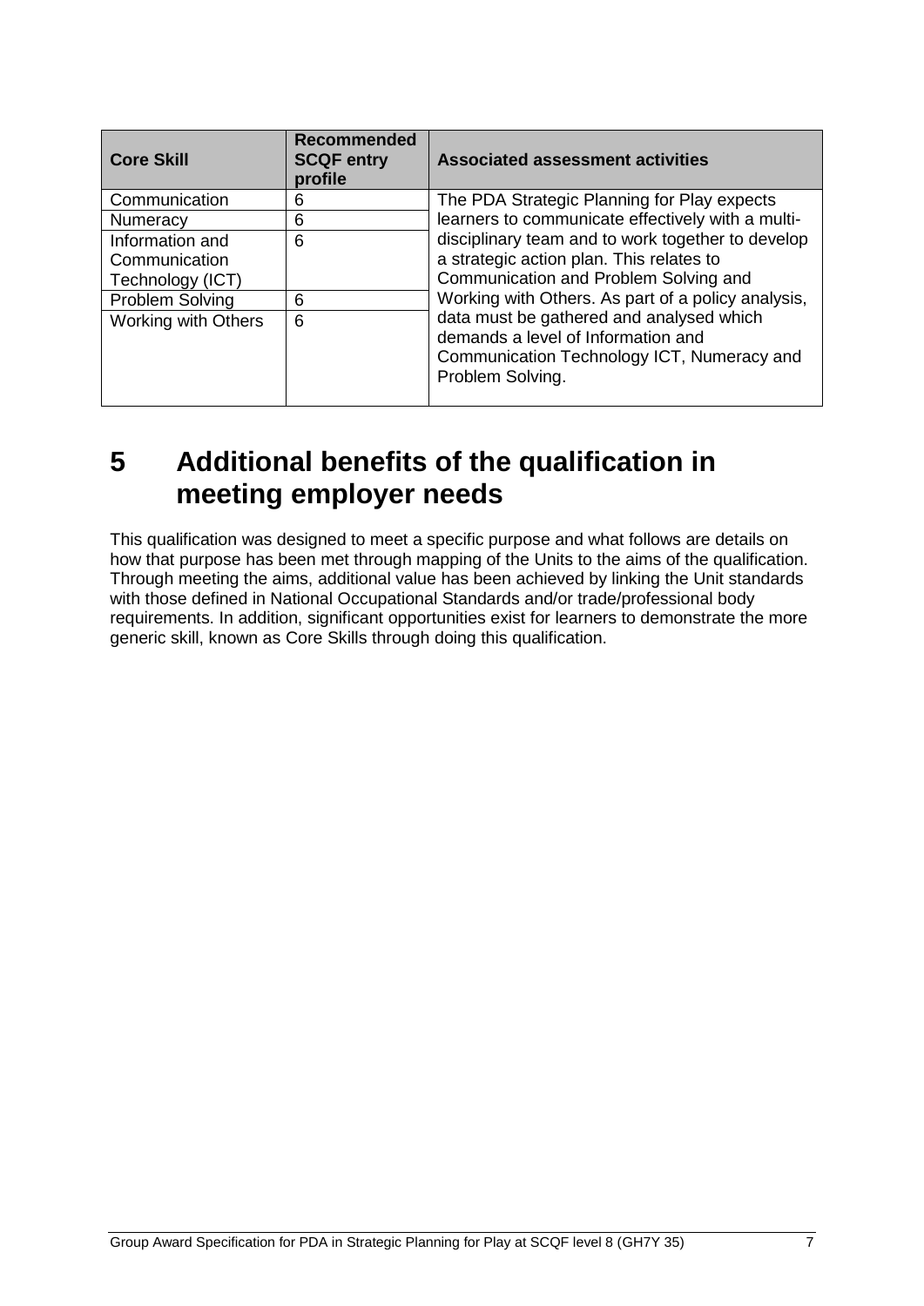| Core Skill | Recommended SCQF entry profile | Associated assessment activities |
|---|---|---|
| Communication | 6 | The PDA Strategic Planning for Play expects learners to communicate effectively with a multi-disciplinary team and to work together to develop a strategic action plan. This relates to Communication and Problem Solving and Working with Others. As part of a policy analysis, data must be gathered and analysed which demands a level of Information and Communication Technology ICT, Numeracy and Problem Solving. |
| Numeracy | 6 | |
| Information and Communication Technology (ICT) | 6 | |
| Problem Solving | 6 | |
| Working with Others | 6 | |

# 5 Additional benefits of the qualification in meeting employer needs

This qualification was designed to meet a specific purpose and what follows are details on how that purpose has been met through mapping of the Units to the aims of the qualification. Through meeting the aims, additional value has been achieved by linking the Unit standards with those defined in National Occupational Standards and/or trade/professional body requirements. In addition, significant opportunities exist for learners to demonstrate the more generic skill, known as Core Skills through doing this qualification.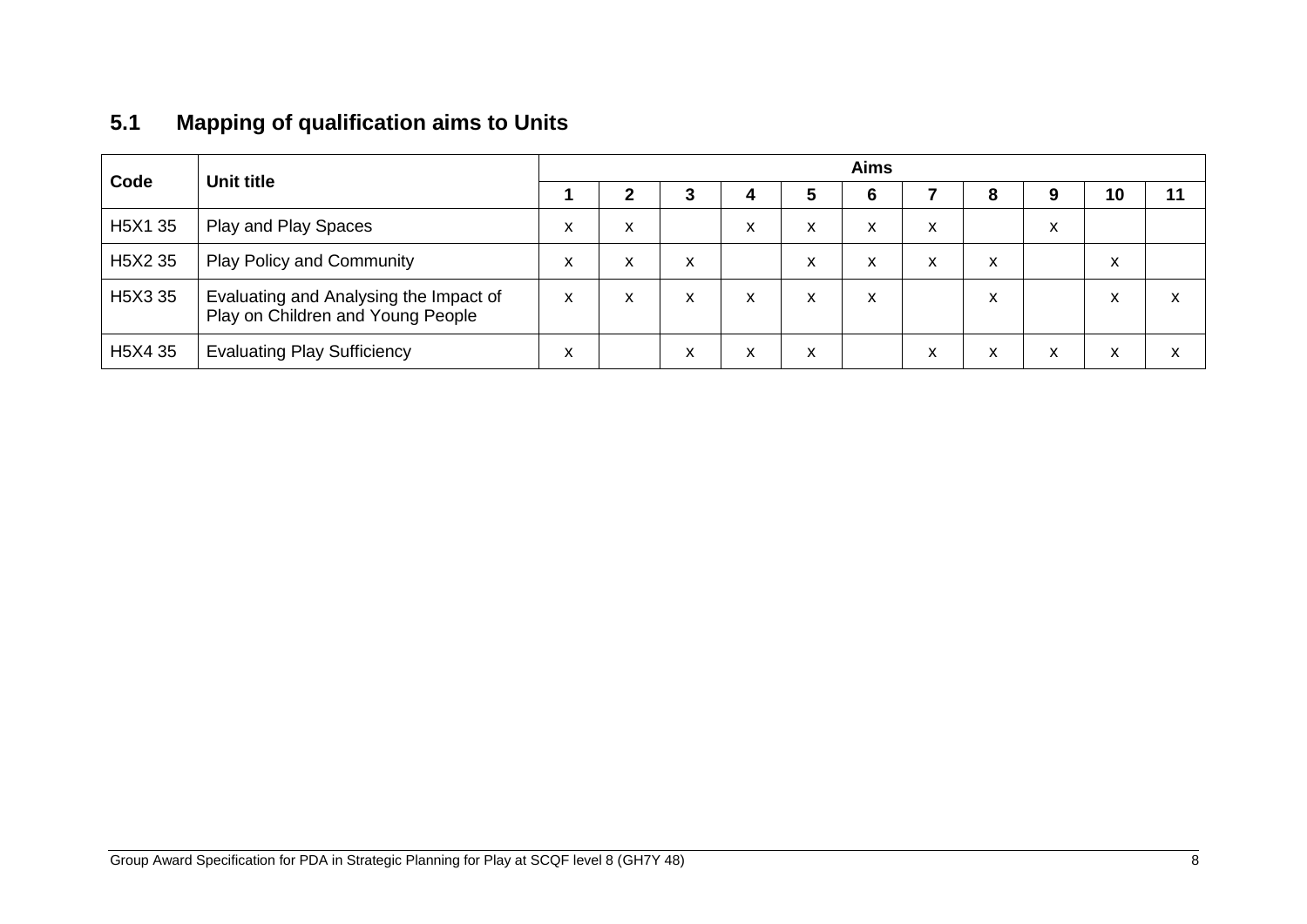## 5.1 Mapping of qualification aims to Units

| Code | Unit title | Aims | | | | | | | | | | |
|---|---|---|---|---|---|---|---|---|---|---|---|---|
| | | 1 | 2 | 3 | 4 | 5 | 6 | 7 | 8 | 9 | 10 | 11 |
| H5X1 35 | Play and Play Spaces | x | x | | x | x | x | x | | x | | |
| H5X2 35 | Play Policy and Community | x | x | x | | x | x | x | x | | x | |
| H5X3 35 | Evaluating and Analysing the Impact of Play on Children and Young People | x | x | x | x | x | x | | x | | x | x |
| H5X4 35 | Evaluating Play Sufficiency | x | | x | x | x | | x | x | x | x | x |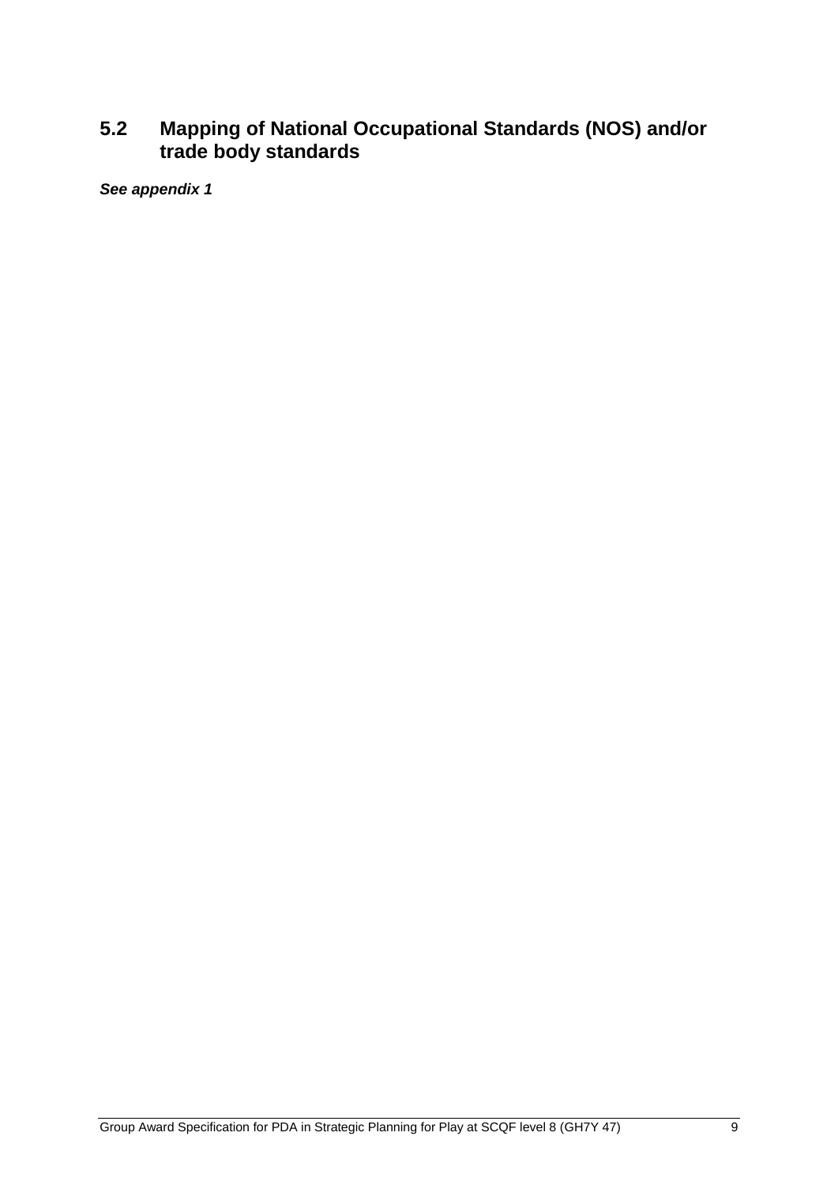## 5.2 Mapping of National Occupational Standards (NOS) and/or trade body standards

***See appendix 1***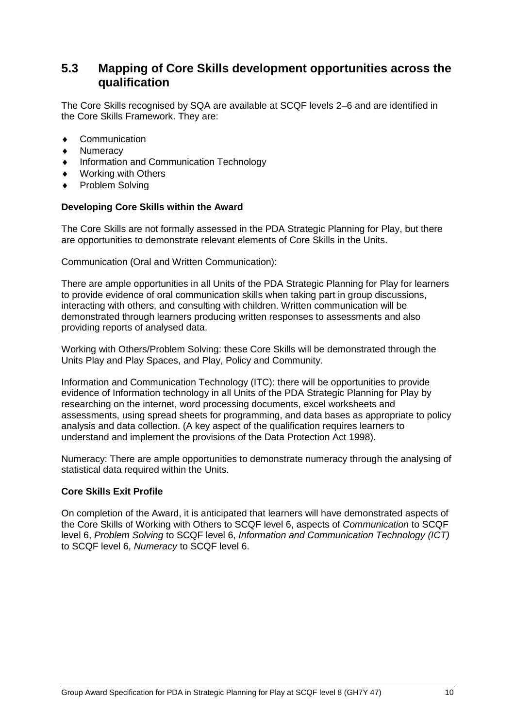## 5.3 Mapping of Core Skills development opportunities across the qualification

The Core Skills recognised by SQA are available at SCQF levels 2–6 and are identified in the Core Skills Framework. They are:

- Communication
- Numeracy
- Information and Communication Technology
- Working with Others
- Problem Solving

**Developing Core Skills within the Award**

The Core Skills are not formally assessed in the PDA Strategic Planning for Play, but there are opportunities to demonstrate relevant elements of Core Skills in the Units.

Communication (Oral and Written Communication):

There are ample opportunities in all Units of the PDA Strategic Planning for Play for learners to provide evidence of oral communication skills when taking part in group discussions, interacting with others, and consulting with children. Written communication will be demonstrated through learners producing written responses to assessments and also providing reports of analysed data.

Working with Others/Problem Solving: these Core Skills will be demonstrated through the Units Play and Play Spaces, and Play, Policy and Community.

Information and Communication Technology (ITC): there will be opportunities to provide evidence of Information technology in all Units of the PDA Strategic Planning for Play by researching on the internet, word processing documents, excel worksheets and assessments, using spread sheets for programming, and data bases as appropriate to policy analysis and data collection. (A key aspect of the qualification requires learners to understand and implement the provisions of the Data Protection Act 1998).

Numeracy: There are ample opportunities to demonstrate numeracy through the analysing of statistical data required within the Units.

**Core Skills Exit Profile**

On completion of the Award, it is anticipated that learners will have demonstrated aspects of the Core Skills of Working with Others to SCQF level 6, aspects of *Communication* to SCQF level 6, *Problem Solving* to SCQF level 6, *Information and Communication Technology (ICT)* to SCQF level 6, *Numeracy* to SCQF level 6.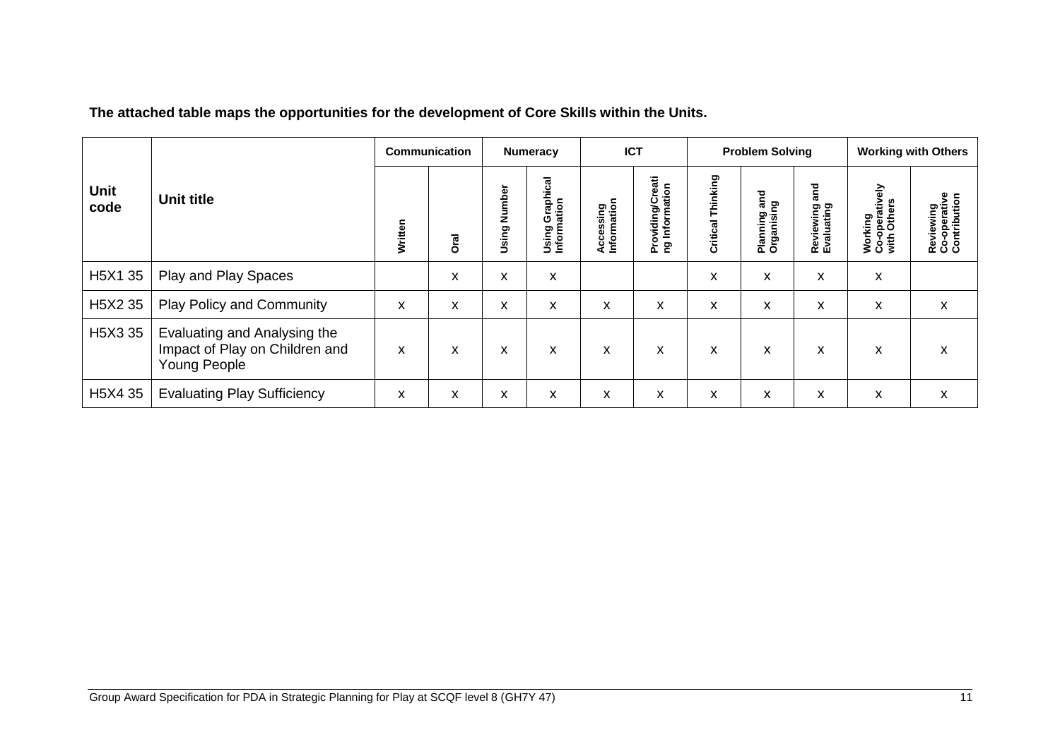**The attached table maps the opportunities for the development of Core Skills within the Units.**

| Unit code | Unit title | Communication | | Numeracy | | ICT | | Problem Solving | | | Working with Others | |
|---|---|---|---|---|---|---|---|---|---|---|---|---|
| | | Written | Oral | Using Number | Using Graphical Information | Accessing Information | Providing/Creating Information | Critical Thinking | Planning and Organising | Reviewing and Evaluating | Working Co-operatively with Others | Reviewing Co-operative Contribution |
| H5X1 35 | Play and Play Spaces | | x | x | x | | | x | x | x | x | |
| H5X2 35 | Play Policy and Community | x | x | x | x | x | x | x | x | x | x | x |
| H5X3 35 | Evaluating and Analysing the Impact of Play on Children and Young People | x | x | x | x | x | x | x | x | x | x | x |
| H5X4 35 | Evaluating Play Sufficiency | x | x | x | x | x | x | x | x | x | x | x |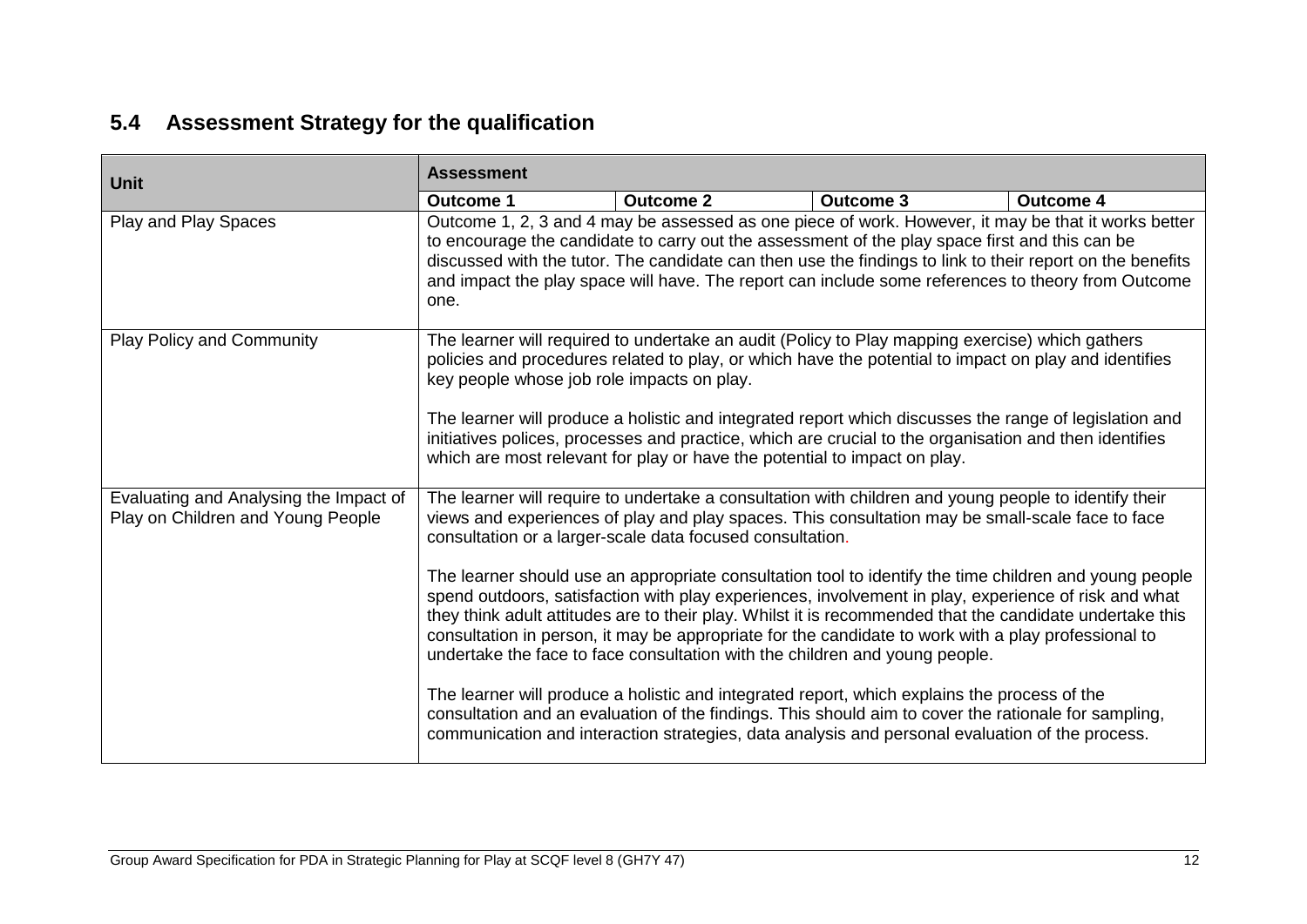## 5.4 Assessment Strategy for the qualification

| Unit | Assessment | | | |
|---|---|---|---|---|
| | Outcome 1 | Outcome 2 | Outcome 3 | Outcome 4 |
| Play and Play Spaces | Outcome 1, 2, 3 and 4 may be assessed as one piece of work. However, it may be that it works better to encourage the candidate to carry out the assessment of the play space first and this can be discussed with the tutor. The candidate can then use the findings to link to their report on the benefits and impact the play space will have. The report can include some references to theory from Outcome one. | | | |
| Play Policy and Community | The learner will required to undertake an audit (Policy to Play mapping exercise) which gathers policies and procedures related to play, or which have the potential to impact on play and identifies key people whose job role impacts on play.<br><br>The learner will produce a holistic and integrated report which discusses the range of legislation and initiatives polices, processes and practice, which are crucial to the organisation and then identifies which are most relevant for play or have the potential to impact on play. | | | |
| Evaluating and Analysing the Impact of Play on Children and Young People | The learner will require to undertake a consultation with children and young people to identify their views and experiences of play and play spaces. This consultation may be small-scale face to face consultation or a larger-scale data focused consultation.<br><br>The learner should use an appropriate consultation tool to identify the time children and young people spend outdoors, satisfaction with play experiences, involvement in play, experience of risk and what they think adult attitudes are to their play. Whilst it is recommended that the candidate undertake this consultation in person, it may be appropriate for the candidate to work with a play professional to undertake the face to face consultation with the children and young people.<br><br>The learner will produce a holistic and integrated report, which explains the process of the consultation and an evaluation of the findings. This should aim to cover the rationale for sampling, communication and interaction strategies, data analysis and personal evaluation of the process. | | | |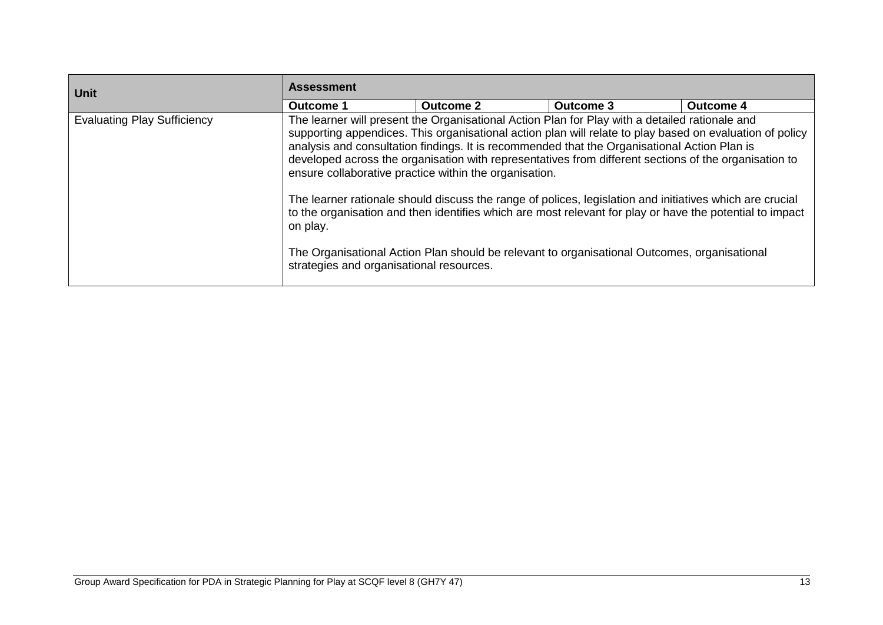| Unit | Assessment | | | |
|---|---|---|---|---|
| | **Outcome 1** | **Outcome 2** | **Outcome 3** | **Outcome 4** |
| Evaluating Play Sufficiency | The learner will present the Organisational Action Plan for Play with a detailed rationale and supporting appendices. This organisational action plan will relate to play based on evaluation of policy analysis and consultation findings. It is recommended that the Organisational Action Plan is developed across the organisation with representatives from different sections of the organisation to ensure collaborative practice within the organisation.<br><br>The learner rationale should discuss the range of polices, legislation and initiatives which are crucial to the organisation and then identifies which are most relevant for play or have the potential to impact on play.<br><br>The Organisational Action Plan should be relevant to organisational Outcomes, organisational strategies and organisational resources. | | | |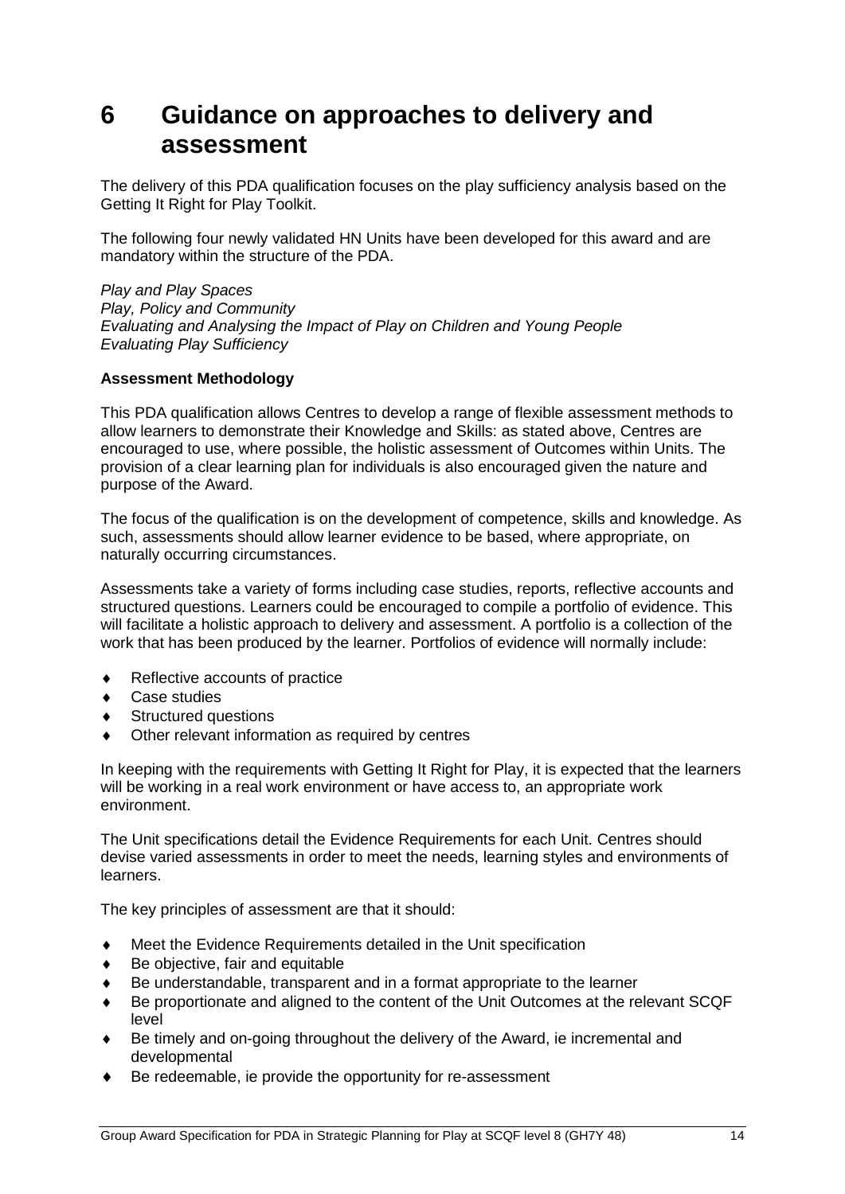# 6 Guidance on approaches to delivery and assessment

The delivery of this PDA qualification focuses on the play sufficiency analysis based on the Getting It Right for Play Toolkit.

The following four newly validated HN Units have been developed for this award and are mandatory within the structure of the PDA.

*Play and Play Spaces*
*Play, Policy and Community*
*Evaluating and Analysing the Impact of Play on Children and Young People*
*Evaluating Play Sufficiency*

**Assessment Methodology**

This PDA qualification allows Centres to develop a range of flexible assessment methods to allow learners to demonstrate their Knowledge and Skills: as stated above, Centres are encouraged to use, where possible, the holistic assessment of Outcomes within Units. The provision of a clear learning plan for individuals is also encouraged given the nature and purpose of the Award.

The focus of the qualification is on the development of competence, skills and knowledge. As such, assessments should allow learner evidence to be based, where appropriate, on naturally occurring circumstances.

Assessments take a variety of forms including case studies, reports, reflective accounts and structured questions. Learners could be encouraged to compile a portfolio of evidence. This will facilitate a holistic approach to delivery and assessment. A portfolio is a collection of the work that has been produced by the learner. Portfolios of evidence will normally include:

- Reflective accounts of practice
- Case studies
- Structured questions
- Other relevant information as required by centres

In keeping with the requirements with Getting It Right for Play, it is expected that the learners will be working in a real work environment or have access to, an appropriate work environment.

The Unit specifications detail the Evidence Requirements for each Unit. Centres should devise varied assessments in order to meet the needs, learning styles and environments of learners.

The key principles of assessment are that it should:

- Meet the Evidence Requirements detailed in the Unit specification
- Be objective, fair and equitable
- Be understandable, transparent and in a format appropriate to the learner
- Be proportionate and aligned to the content of the Unit Outcomes at the relevant SCQF level
- Be timely and on-going throughout the delivery of the Award, ie incremental and developmental
- Be redeemable, ie provide the opportunity for re-assessment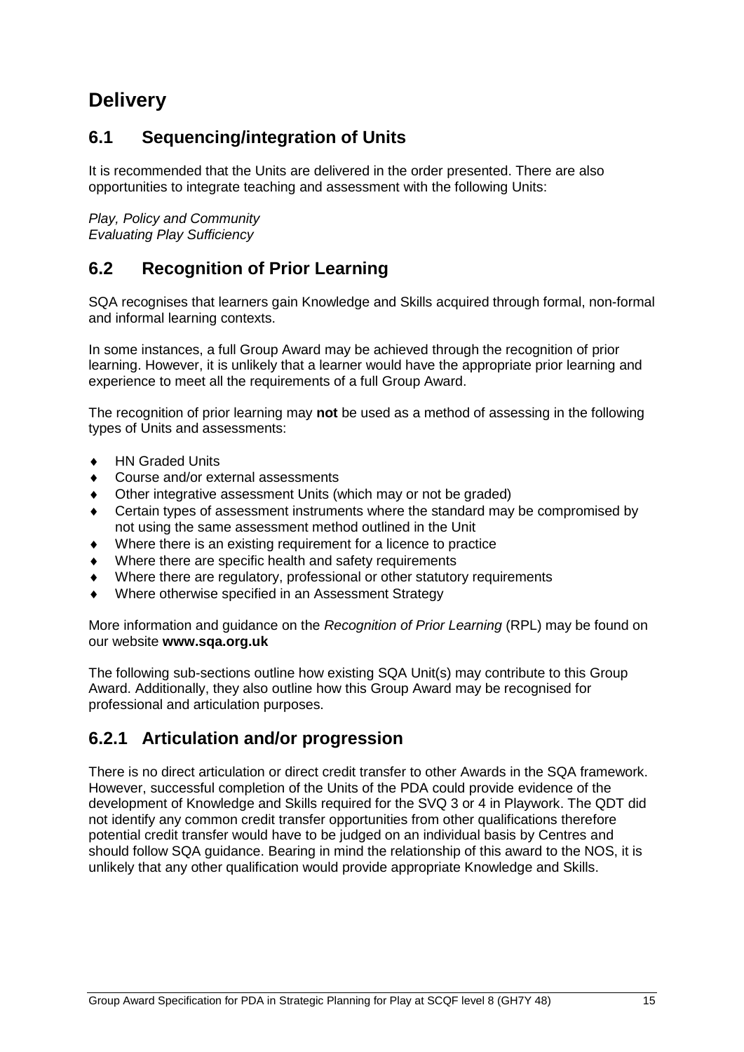# Delivery

## 6.1 Sequencing/integration of Units

It is recommended that the Units are delivered in the order presented. There are also opportunities to integrate teaching and assessment with the following Units:

*Play, Policy and Community*
*Evaluating Play Sufficiency*

## 6.2 Recognition of Prior Learning

SQA recognises that learners gain Knowledge and Skills acquired through formal, non-formal and informal learning contexts.

In some instances, a full Group Award may be achieved through the recognition of prior learning. However, it is unlikely that a learner would have the appropriate prior learning and experience to meet all the requirements of a full Group Award.

The recognition of prior learning may **not** be used as a method of assessing in the following types of Units and assessments:

- HN Graded Units
- Course and/or external assessments
- Other integrative assessment Units (which may or not be graded)
- Certain types of assessment instruments where the standard may be compromised by not using the same assessment method outlined in the Unit
- Where there is an existing requirement for a licence to practice
- Where there are specific health and safety requirements
- Where there are regulatory, professional or other statutory requirements
- Where otherwise specified in an Assessment Strategy

More information and guidance on the *Recognition of Prior Learning* (RPL) may be found on our website **www.sqa.org.uk**

The following sub-sections outline how existing SQA Unit(s) may contribute to this Group Award. Additionally, they also outline how this Group Award may be recognised for professional and articulation purposes.

## 6.2.1 Articulation and/or progression

There is no direct articulation or direct credit transfer to other Awards in the SQA framework. However, successful completion of the Units of the PDA could provide evidence of the development of Knowledge and Skills required for the SVQ 3 or 4 in Playwork. The QDT did not identify any common credit transfer opportunities from other qualifications therefore potential credit transfer would have to be judged on an individual basis by Centres and should follow SQA guidance. Bearing in mind the relationship of this award to the NOS, it is unlikely that any other qualification would provide appropriate Knowledge and Skills.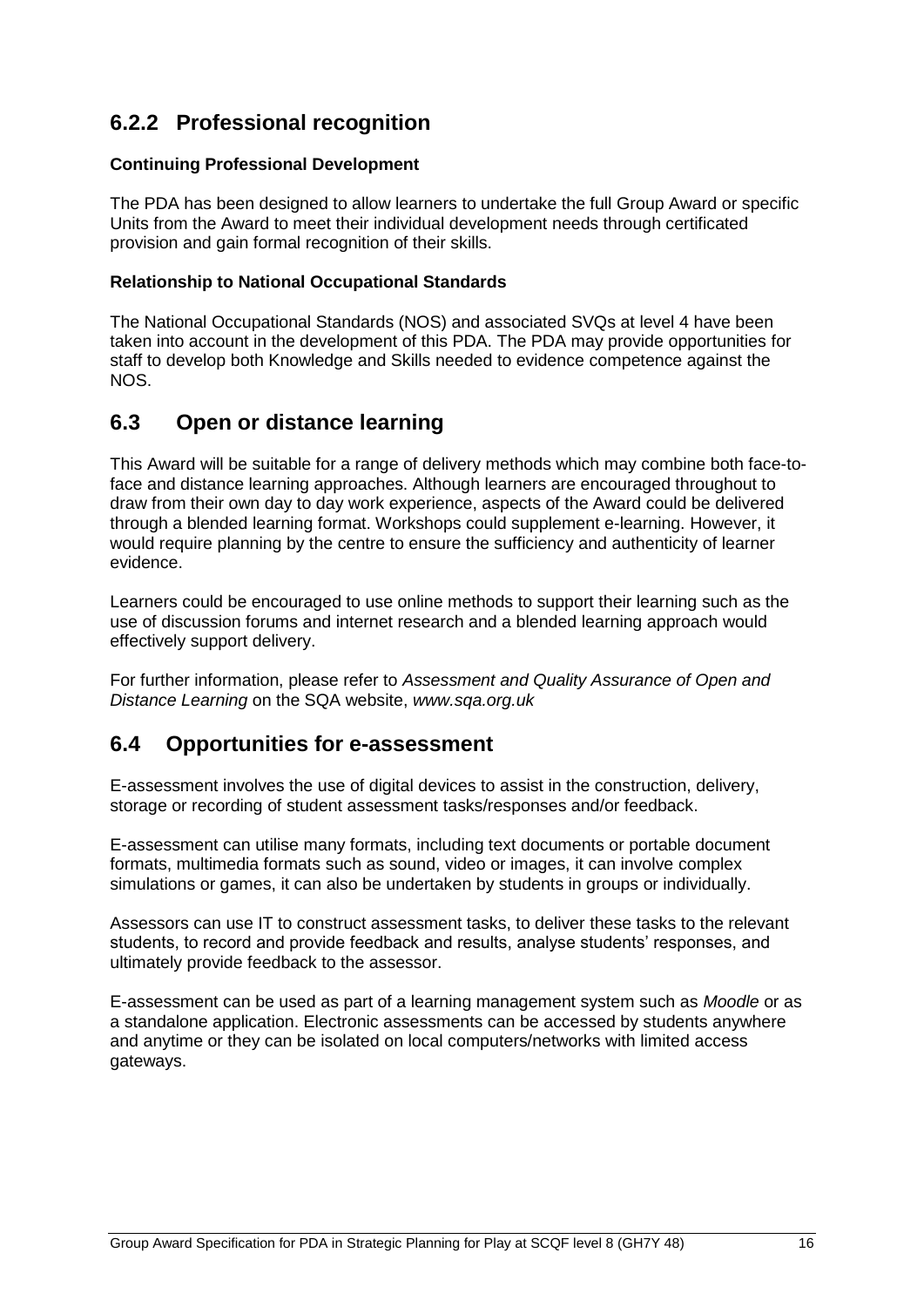### 6.2.2 Professional recognition

**Continuing Professional Development**

The PDA has been designed to allow learners to undertake the full Group Award or specific Units from the Award to meet their individual development needs through certificated provision and gain formal recognition of their skills.

**Relationship to National Occupational Standards**

The National Occupational Standards (NOS) and associated SVQs at level 4 have been taken into account in the development of this PDA. The PDA may provide opportunities for staff to develop both Knowledge and Skills needed to evidence competence against the NOS.

## 6.3 Open or distance learning

This Award will be suitable for a range of delivery methods which may combine both face-to-face and distance learning approaches. Although learners are encouraged throughout to draw from their own day to day work experience, aspects of the Award could be delivered through a blended learning format. Workshops could supplement e-learning. However, it would require planning by the centre to ensure the sufficiency and authenticity of learner evidence.

Learners could be encouraged to use online methods to support their learning such as the use of discussion forums and internet research and a blended learning approach would effectively support delivery.

For further information, please refer to *Assessment and Quality Assurance of Open and Distance Learning* on the SQA website, *www.sqa.org.uk*

## 6.4 Opportunities for e-assessment

E-assessment involves the use of digital devices to assist in the construction, delivery, storage or recording of student assessment tasks/responses and/or feedback.

E-assessment can utilise many formats, including text documents or portable document formats, multimedia formats such as sound, video or images, it can involve complex simulations or games, it can also be undertaken by students in groups or individually.

Assessors can use IT to construct assessment tasks, to deliver these tasks to the relevant students, to record and provide feedback and results, analyse students' responses, and ultimately provide feedback to the assessor.

E-assessment can be used as part of a learning management system such as *Moodle* or as a standalone application. Electronic assessments can be accessed by students anywhere and anytime or they can be isolated on local computers/networks with limited access gateways.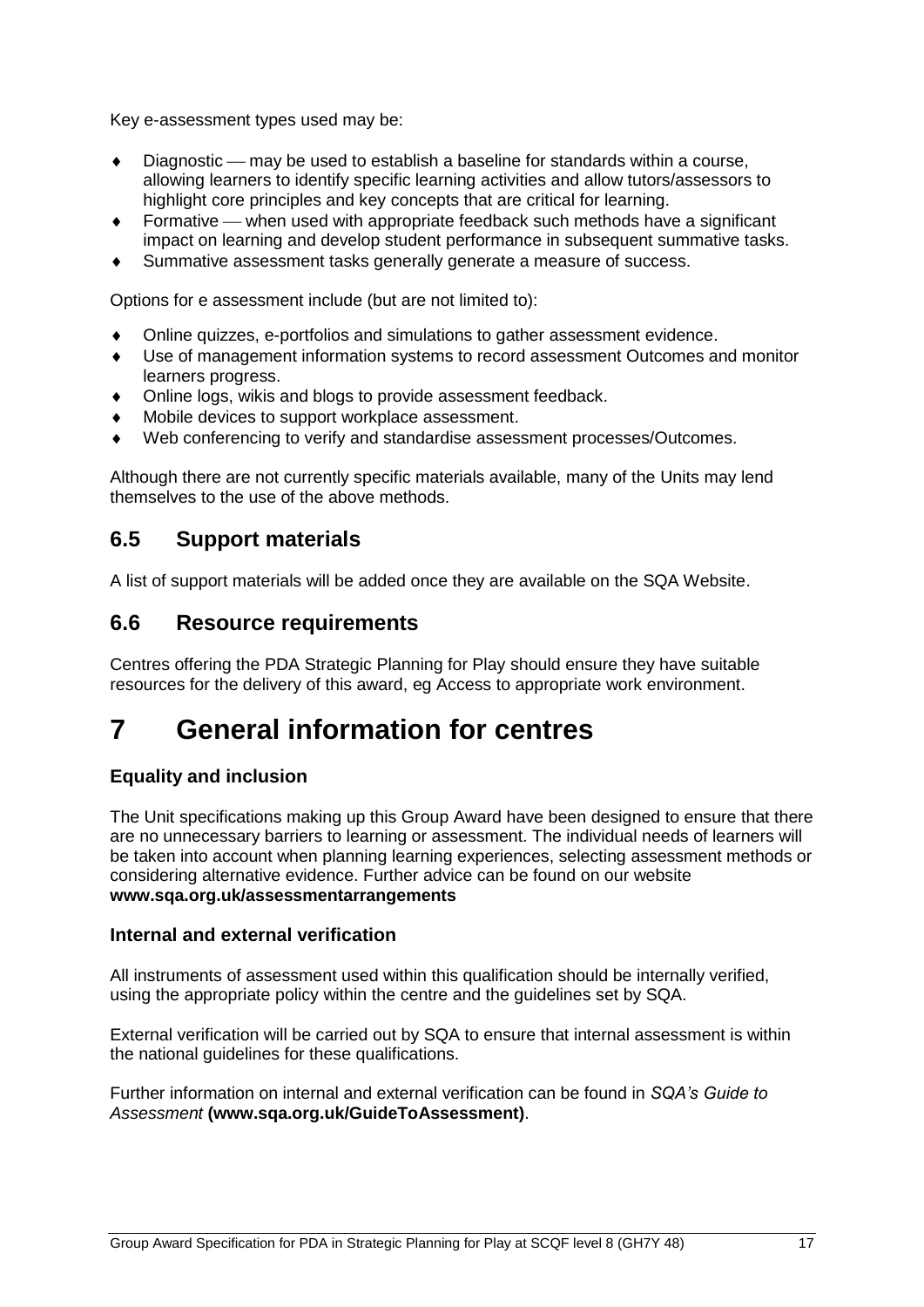Key e-assessment types used may be:

- Diagnostic — may be used to establish a baseline for standards within a course, allowing learners to identify specific learning activities and allow tutors/assessors to highlight core principles and key concepts that are critical for learning.
- Formative — when used with appropriate feedback such methods have a significant impact on learning and develop student performance in subsequent summative tasks.
- Summative assessment tasks generally generate a measure of success.

Options for e assessment include (but are not limited to):

- Online quizzes, e-portfolios and simulations to gather assessment evidence.
- Use of management information systems to record assessment Outcomes and monitor learners progress.
- Online logs, wikis and blogs to provide assessment feedback.
- Mobile devices to support workplace assessment.
- Web conferencing to verify and standardise assessment processes/Outcomes.

Although there are not currently specific materials available, many of the Units may lend themselves to the use of the above methods.

## 6.5 Support materials

A list of support materials will be added once they are available on the SQA Website.

## 6.6 Resource requirements

Centres offering the PDA Strategic Planning for Play should ensure they have suitable resources for the delivery of this award, eg Access to appropriate work environment.

# 7 General information for centres

### Equality and inclusion

The Unit specifications making up this Group Award have been designed to ensure that there are no unnecessary barriers to learning or assessment. The individual needs of learners will be taken into account when planning learning experiences, selecting assessment methods or considering alternative evidence. Further advice can be found on our website **www.sqa.org.uk/assessmentarrangements**

### Internal and external verification

All instruments of assessment used within this qualification should be internally verified, using the appropriate policy within the centre and the guidelines set by SQA.

External verification will be carried out by SQA to ensure that internal assessment is within the national guidelines for these qualifications.

Further information on internal and external verification can be found in *SQA's Guide to Assessment* **(www.sqa.org.uk/GuideToAssessment)**.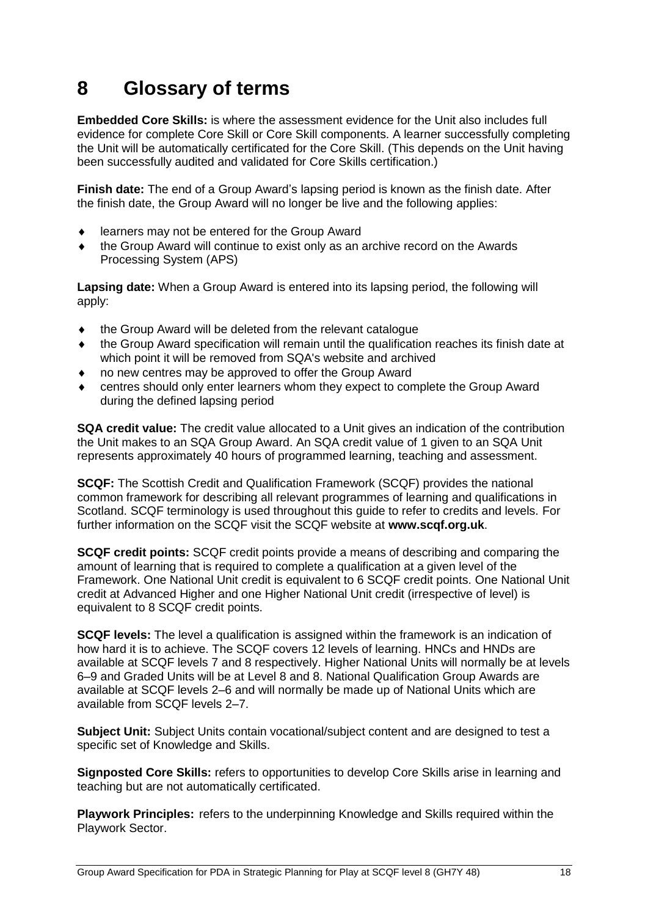# 8 Glossary of terms

**Embedded Core Skills:** is where the assessment evidence for the Unit also includes full evidence for complete Core Skill or Core Skill components. A learner successfully completing the Unit will be automatically certificated for the Core Skill. (This depends on the Unit having been successfully audited and validated for Core Skills certification.)

**Finish date:** The end of a Group Award's lapsing period is known as the finish date. After the finish date, the Group Award will no longer be live and the following applies:

- learners may not be entered for the Group Award
- the Group Award will continue to exist only as an archive record on the Awards Processing System (APS)

**Lapsing date:** When a Group Award is entered into its lapsing period, the following will apply:

- the Group Award will be deleted from the relevant catalogue
- the Group Award specification will remain until the qualification reaches its finish date at which point it will be removed from SQA's website and archived
- no new centres may be approved to offer the Group Award
- centres should only enter learners whom they expect to complete the Group Award during the defined lapsing period

**SQA credit value:** The credit value allocated to a Unit gives an indication of the contribution the Unit makes to an SQA Group Award. An SQA credit value of 1 given to an SQA Unit represents approximately 40 hours of programmed learning, teaching and assessment.

**SCQF:** The Scottish Credit and Qualification Framework (SCQF) provides the national common framework for describing all relevant programmes of learning and qualifications in Scotland. SCQF terminology is used throughout this guide to refer to credits and levels. For further information on the SCQF visit the SCQF website at **www.scqf.org.uk**.

**SCQF credit points:** SCQF credit points provide a means of describing and comparing the amount of learning that is required to complete a qualification at a given level of the Framework. One National Unit credit is equivalent to 6 SCQF credit points. One National Unit credit at Advanced Higher and one Higher National Unit credit (irrespective of level) is equivalent to 8 SCQF credit points.

**SCQF levels:** The level a qualification is assigned within the framework is an indication of how hard it is to achieve. The SCQF covers 12 levels of learning. HNCs and HNDs are available at SCQF levels 7 and 8 respectively. Higher National Units will normally be at levels 6–9 and Graded Units will be at Level 8 and 8. National Qualification Group Awards are available at SCQF levels 2–6 and will normally be made up of National Units which are available from SCQF levels 2–7.

**Subject Unit:** Subject Units contain vocational/subject content and are designed to test a specific set of Knowledge and Skills.

**Signposted Core Skills:** refers to opportunities to develop Core Skills arise in learning and teaching but are not automatically certificated.

**Playwork Principles:** refers to the underpinning Knowledge and Skills required within the Playwork Sector.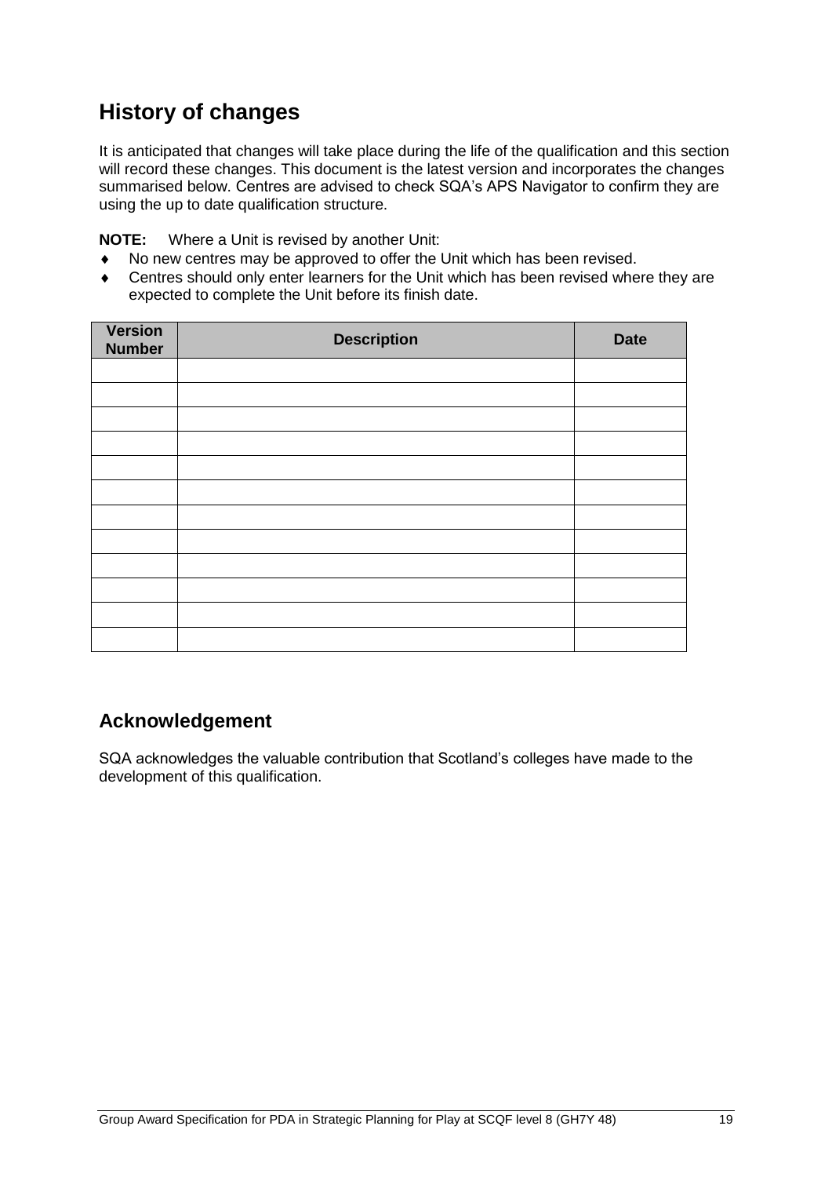## History of changes

It is anticipated that changes will take place during the life of the qualification and this section will record these changes. This document is the latest version and incorporates the changes summarised below. Centres are advised to check SQA's APS Navigator to confirm they are using the up to date qualification structure.

**NOTE:** Where a Unit is revised by another Unit:

- No new centres may be approved to offer the Unit which has been revised.
- Centres should only enter learners for the Unit which has been revised where they are expected to complete the Unit before its finish date.

| Version Number | Description | Date |
|---|---|---|
| | | |
| | | |
| | | |
| | | |
| | | |
| | | |
| | | |
| | | |
| | | |
| | | |
| | | |
| | | |

### Acknowledgement

SQA acknowledges the valuable contribution that Scotland's colleges have made to the development of this qualification.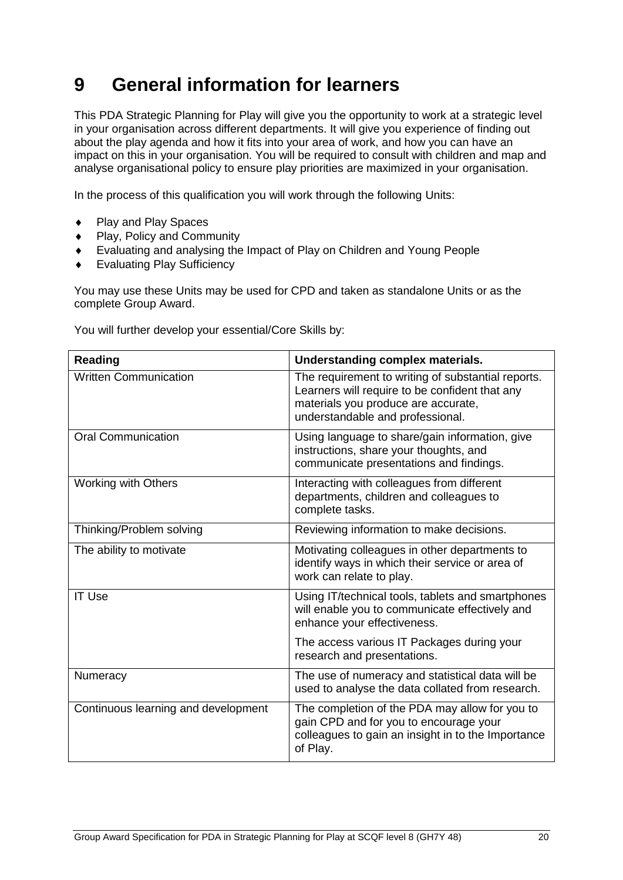# 9 General information for learners

This PDA Strategic Planning for Play will give you the opportunity to work at a strategic level in your organisation across different departments. It will give you experience of finding out about the play agenda and how it fits into your area of work, and how you can have an impact on this in your organisation. You will be required to consult with children and map and analyse organisational policy to ensure play priorities are maximized in your organisation.

In the process of this qualification you will work through the following Units:

- Play and Play Spaces
- Play, Policy and Community
- Evaluating and analysing the Impact of Play on Children and Young People
- Evaluating Play Sufficiency

You may use these Units may be used for CPD and taken as standalone Units or as the complete Group Award.

You will further develop your essential/Core Skills by:

| **Reading** | **Understanding complex materials.** |
|---|---|
| Written Communication | The requirement to writing of substantial reports. Learners will require to be confident that any materials you produce are accurate, understandable and professional. |
| Oral Communication | Using language to share/gain information, give instructions, share your thoughts, and communicate presentations and findings. |
| Working with Others | Interacting with colleagues from different departments, children and colleagues to complete tasks. |
| Thinking/Problem solving | Reviewing information to make decisions. |
| The ability to motivate | Motivating colleagues in other departments to identify ways in which their service or area of work can relate to play. |
| IT Use | Using IT/technical tools, tablets and smartphones will enable you to communicate effectively and enhance your effectiveness.<br><br>The access various IT Packages during your research and presentations. |
| Numeracy | The use of numeracy and statistical data will be used to analyse the data collated from research. |
| Continuous learning and development | The completion of the PDA may allow for you to gain CPD and for you to encourage your colleagues to gain an insight in to the Importance of Play. |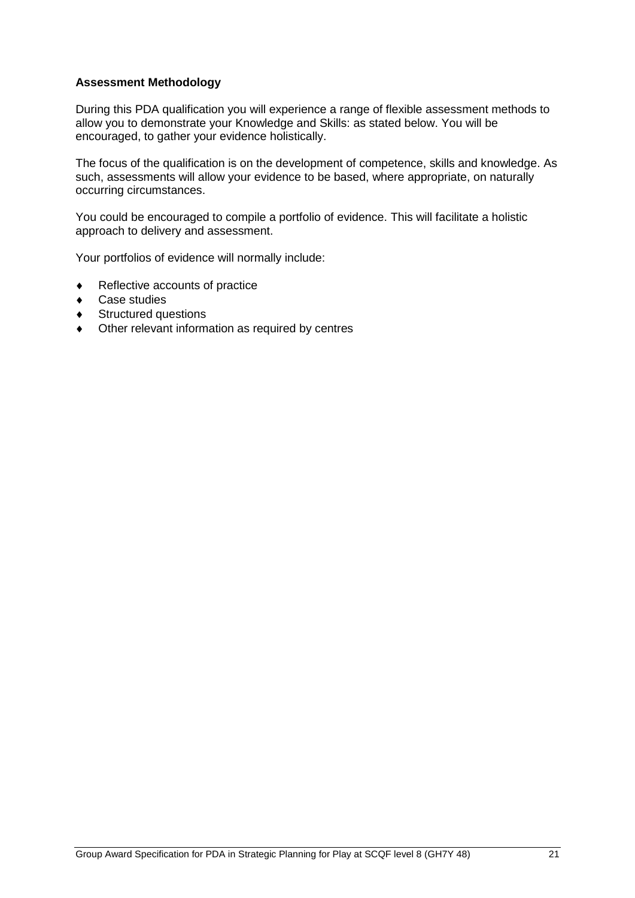**Assessment Methodology**

During this PDA qualification you will experience a range of flexible assessment methods to allow you to demonstrate your Knowledge and Skills: as stated below. You will be encouraged, to gather your evidence holistically.

The focus of the qualification is on the development of competence, skills and knowledge. As such, assessments will allow your evidence to be based, where appropriate, on naturally occurring circumstances.

You could be encouraged to compile a portfolio of evidence. This will facilitate a holistic approach to delivery and assessment.

Your portfolios of evidence will normally include:

- Reflective accounts of practice
- Case studies
- Structured questions
- Other relevant information as required by centres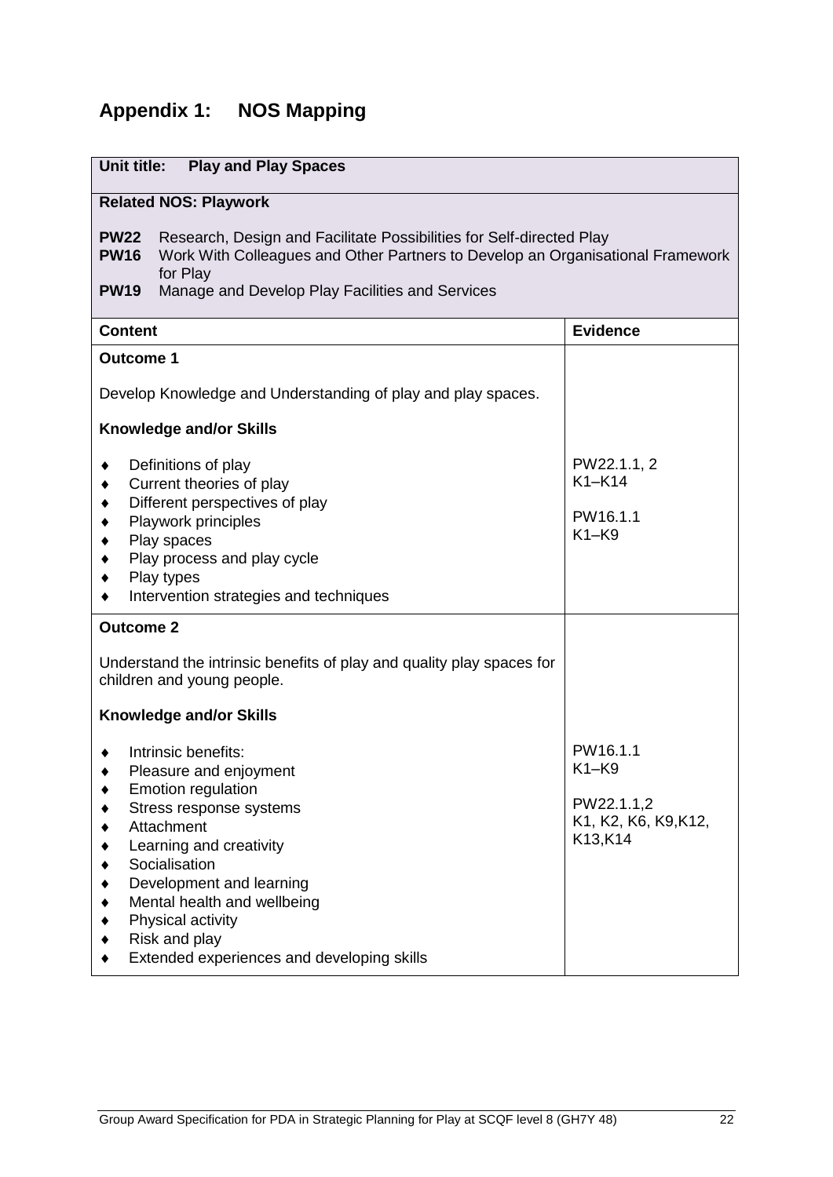## Appendix 1: NOS Mapping

| Unit title: **Play and Play Spaces** | |
|---|---|
| **Related NOS: Playwork**<br><br>**PW22** Research, Design and Facilitate Possibilities for Self-directed Play<br>**PW16** Work With Colleagues and Other Partners to Develop an Organisational Framework for Play<br>**PW19** Manage and Develop Play Facilities and Services | |
| **Content** | **Evidence** |
| **Outcome 1**<br><br>Develop Knowledge and Understanding of play and play spaces.<br><br>**Knowledge and/or Skills**<br><br>♦ Definitions of play<br>♦ Current theories of play<br>♦ Different perspectives of play<br>♦ Playwork principles<br>♦ Play spaces<br>♦ Play process and play cycle<br>♦ Play types<br>♦ Intervention strategies and techniques | PW22.1.1, 2<br>K1–K14<br><br>PW16.1.1<br>K1–K9 |
| **Outcome 2**<br><br>Understand the intrinsic benefits of play and quality play spaces for children and young people.<br><br>**Knowledge and/or Skills**<br><br>♦ Intrinsic benefits:<br>♦ Pleasure and enjoyment<br>♦ Emotion regulation<br>♦ Stress response systems<br>♦ Attachment<br>♦ Learning and creativity<br>♦ Socialisation<br>♦ Development and learning<br>♦ Mental health and wellbeing<br>♦ Physical activity<br>♦ Risk and play<br>♦ Extended experiences and developing skills | PW16.1.1<br>K1–K9<br><br>PW22.1.1,2<br>K1, K2, K6, K9,K12, K13,K14 |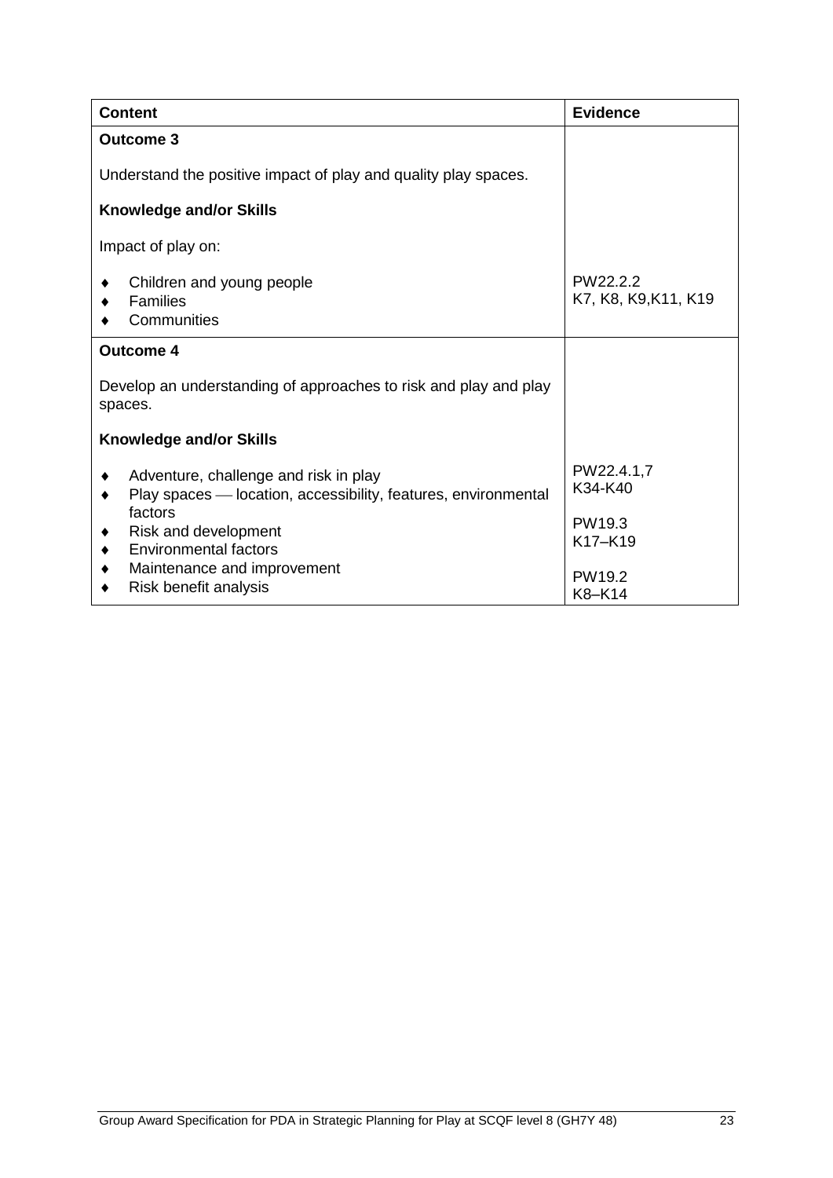| Content | Evidence |
|---|---|
| **Outcome 3**<br><br>Understand the positive impact of play and quality play spaces.<br><br>**Knowledge and/or Skills**<br><br>Impact of play on:<br><br>♦ Children and young people<br>♦ Families<br>♦ Communities | PW22.2.2<br>K7, K8, K9,K11, K19 |
| **Outcome 4**<br><br>Develop an understanding of approaches to risk and play and play spaces.<br><br>**Knowledge and/or Skills**<br><br>♦ Adventure, challenge and risk in play<br>♦ Play spaces — location, accessibility, features, environmental factors<br>♦ Risk and development<br>♦ Environmental factors<br>♦ Maintenance and improvement<br>♦ Risk benefit analysis | PW22.4.1,7<br>K34-K40<br><br>PW19.3<br>K17–K19<br><br>PW19.2<br>K8–K14 |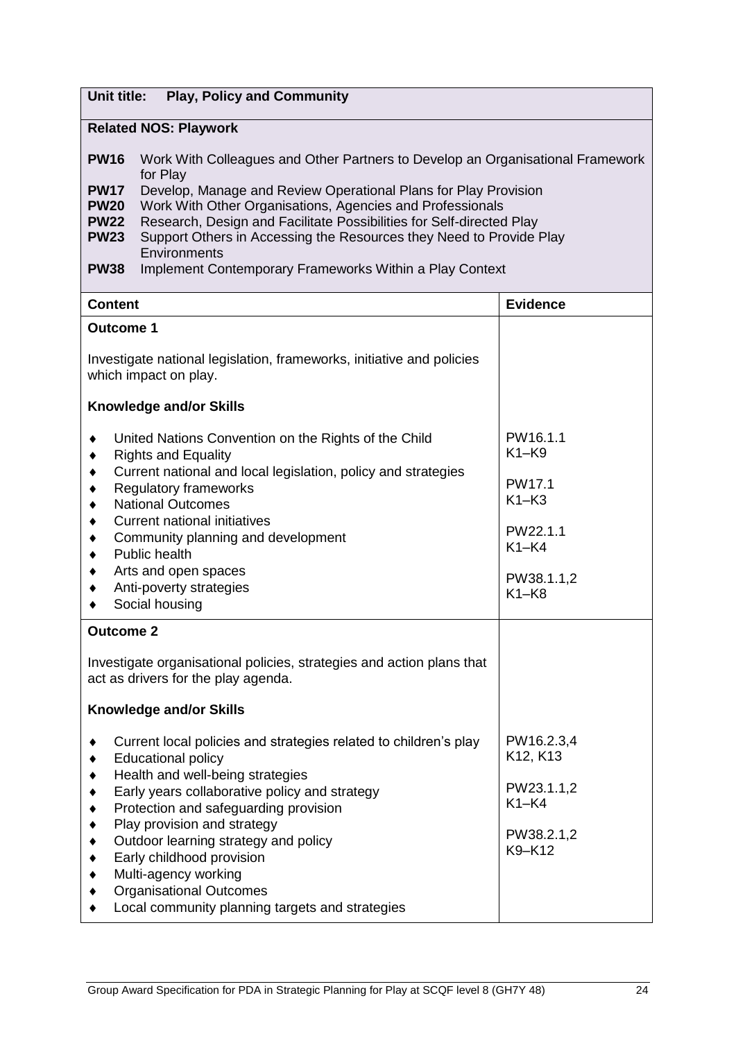| Unit title: **Play, Policy and Community** | |
|---|---|
| **Related NOS: Playwork**<br><br>**PW16** Work With Colleagues and Other Partners to Develop an Organisational Framework for Play<br>**PW17** Develop, Manage and Review Operational Plans for Play Provision<br>**PW20** Work With Other Organisations, Agencies and Professionals<br>**PW22** Research, Design and Facilitate Possibilities for Self-directed Play<br>**PW23** Support Others in Accessing the Resources they Need to Provide Play Environments<br>**PW38** Implement Contemporary Frameworks Within a Play Context | |
| **Content** | **Evidence** |
| **Outcome 1**<br><br>Investigate national legislation, frameworks, initiative and policies which impact on play.<br><br>**Knowledge and/or Skills**<br><br>♦ United Nations Convention on the Rights of the Child<br>♦ Rights and Equality<br>♦ Current national and local legislation, policy and strategies<br>♦ Regulatory frameworks<br>♦ National Outcomes<br>♦ Current national initiatives<br>♦ Community planning and development<br>♦ Public health<br>♦ Arts and open spaces<br>♦ Anti-poverty strategies<br>♦ Social housing | PW16.1.1<br>K1–K9<br><br>PW17.1<br>K1–K3<br><br>PW22.1.1<br>K1–K4<br><br>PW38.1.1,2<br>K1–K8 |
| **Outcome 2**<br><br>Investigate organisational policies, strategies and action plans that act as drivers for the play agenda.<br><br>**Knowledge and/or Skills**<br><br>♦ Current local policies and strategies related to children's play<br>♦ Educational policy<br>♦ Health and well-being strategies<br>♦ Early years collaborative policy and strategy<br>♦ Protection and safeguarding provision<br>♦ Play provision and strategy<br>♦ Outdoor learning strategy and policy<br>♦ Early childhood provision<br>♦ Multi-agency working<br>♦ Organisational Outcomes<br>♦ Local community planning targets and strategies | PW16.2.3,4<br>K12, K13<br><br>PW23.1.1,2<br>K1–K4<br><br>PW38.2.1,2<br>K9–K12 |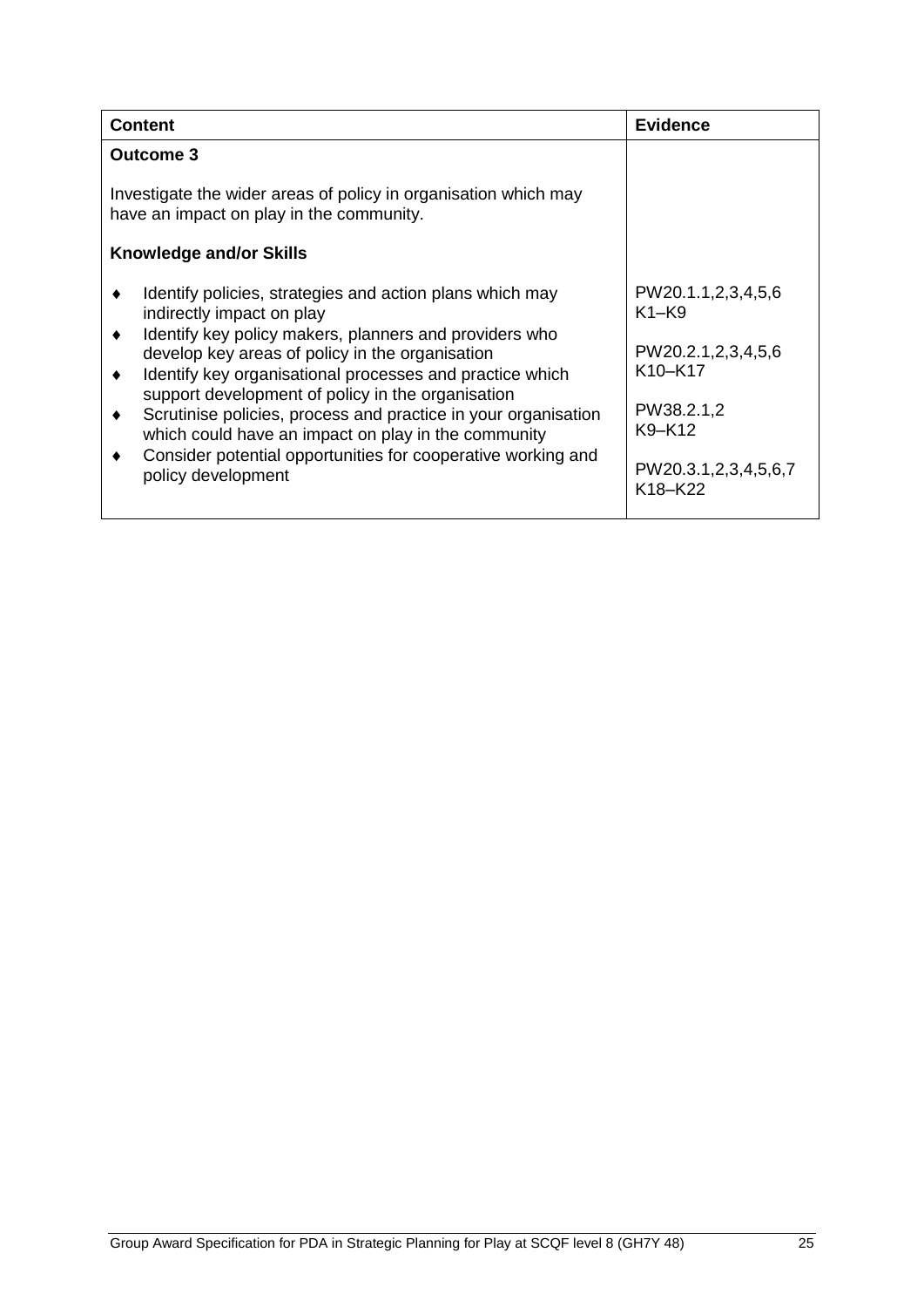| Content | Evidence |
|---|---|
| **Outcome 3**<br><br>Investigate the wider areas of policy in organisation which may have an impact on play in the community.<br><br>**Knowledge and/or Skills**<br><br>♦ Identify policies, strategies and action plans which may indirectly impact on play<br>♦ Identify key policy makers, planners and providers who develop key areas of policy in the organisation<br>♦ Identify key organisational processes and practice which support development of policy in the organisation<br>♦ Scrutinise policies, process and practice in your organisation which could have an impact on play in the community<br>♦ Consider potential opportunities for cooperative working and policy development | <br><br><br><br><br><br>PW20.1.1,2,3,4,5,6<br>K1–K9<br><br>PW20.2.1,2,3,4,5,6<br>K10–K17<br><br>PW38.2.1,2<br>K9–K12<br><br>PW20.3.1,2,3,4,5,6,7<br>K18–K22 |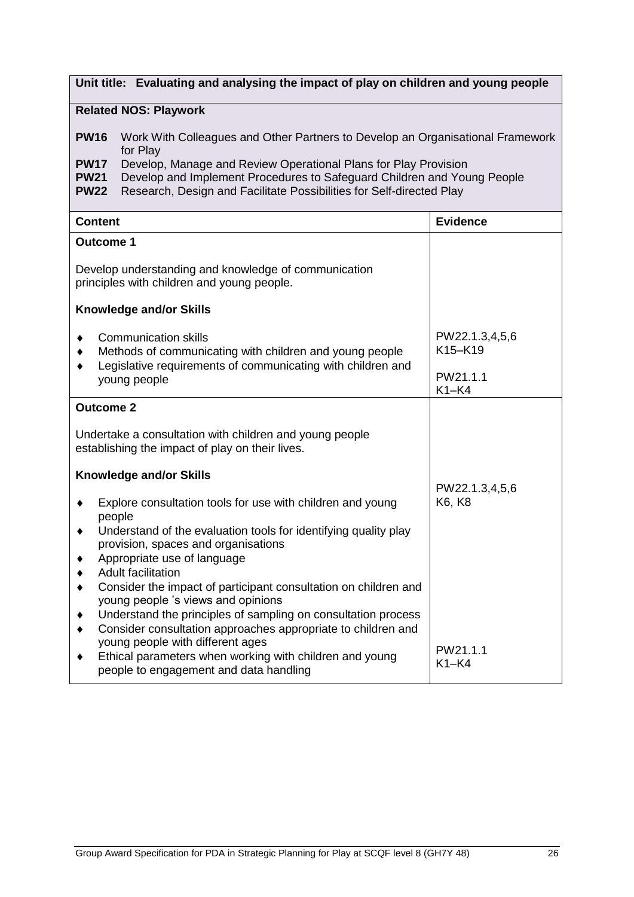| **Unit title: Evaluating and analysing the impact of play on children and young people** | |
|---|---|
| **Related NOS: Playwork**<br><br>**PW16** Work With Colleagues and Other Partners to Develop an Organisational Framework for Play<br>**PW17** Develop, Manage and Review Operational Plans for Play Provision<br>**PW21** Develop and Implement Procedures to Safeguard Children and Young People<br>**PW22** Research, Design and Facilitate Possibilities for Self-directed Play | |
| **Content** | **Evidence** |
| **Outcome 1**<br><br>Develop understanding and knowledge of communication principles with children and young people.<br><br>**Knowledge and/or Skills**<br><br>♦ Communication skills<br>♦ Methods of communicating with children and young people<br>♦ Legislative requirements of communicating with children and young people | PW22.1.3,4,5,6<br>K15–K19<br><br>PW21.1.1<br>K1–K4 |
| **Outcome 2**<br><br>Undertake a consultation with children and young people establishing the impact of play on their lives.<br><br>**Knowledge and/or Skills**<br><br>♦ Explore consultation tools for use with children and young people<br>♦ Understand of the evaluation tools for identifying quality play provision, spaces and organisations<br>♦ Appropriate use of language<br>♦ Adult facilitation<br>♦ Consider the impact of participant consultation on children and young people 's views and opinions<br>♦ Understand the principles of sampling on consultation process<br>♦ Consider consultation approaches appropriate to children and young people with different ages<br>♦ Ethical parameters when working with children and young people to engagement and data handling | PW22.1.3,4,5,6<br>K6, K8<br><br>PW21.1.1<br>K1–K4 |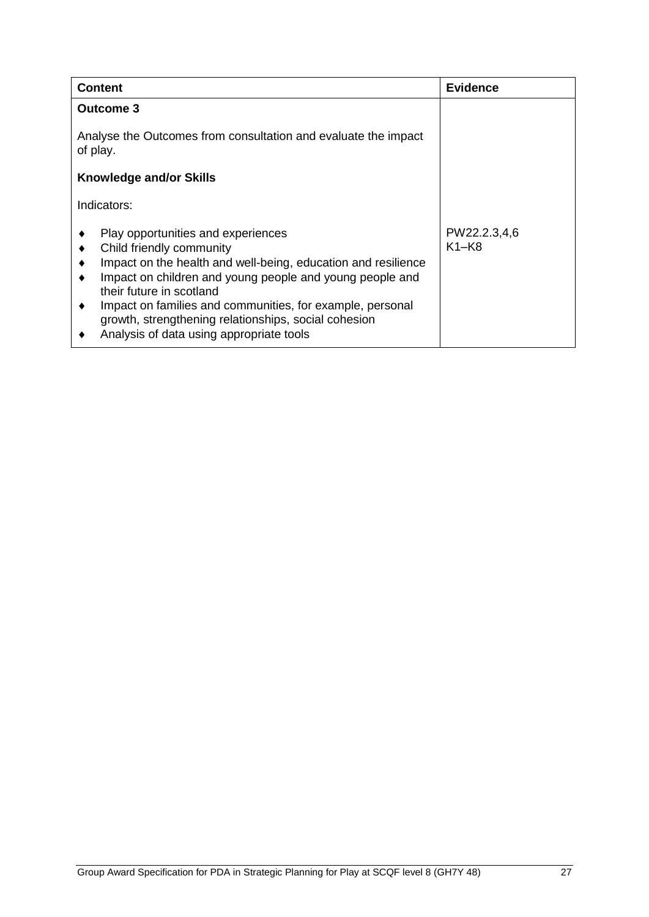| Content | Evidence |
|---|---|
| **Outcome 3**<br><br>Analyse the Outcomes from consultation and evaluate the impact of play.<br><br>**Knowledge and/or Skills**<br><br>Indicators:<br><br>♦ Play opportunities and experiences<br>♦ Child friendly community<br>♦ Impact on the health and well-being, education and resilience<br>♦ Impact on children and young people and young people and their future in scotland<br>♦ Impact on families and communities, for example, personal growth, strengthening relationships, social cohesion<br>♦ Analysis of data using appropriate tools | <br><br><br><br><br><br><br><br>PW22.2.3,4,6<br>K1–K8 |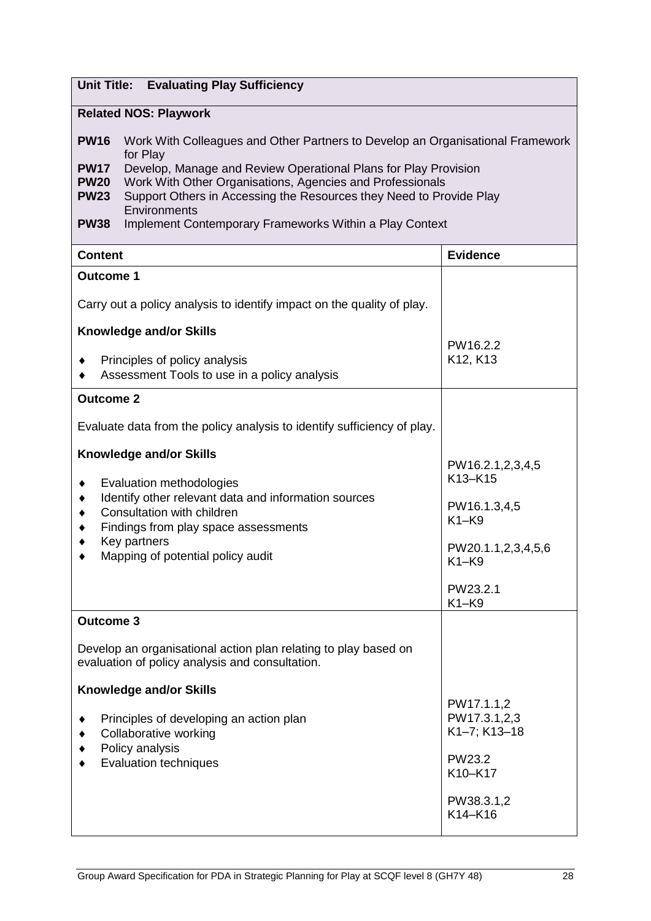| **Unit Title: Evaluating Play Sufficiency** | |
|---|---|
| **Related NOS: Playwork**<br><br>**PW16** Work With Colleagues and Other Partners to Develop an Organisational Framework for Play<br>**PW17** Develop, Manage and Review Operational Plans for Play Provision<br>**PW20** Work With Other Organisations, Agencies and Professionals<br>**PW23** Support Others in Accessing the Resources they Need to Provide Play Environments<br>**PW38** Implement Contemporary Frameworks Within a Play Context | |
| **Content** | **Evidence** |
| **Outcome 1**<br><br>Carry out a policy analysis to identify impact on the quality of play.<br><br>**Knowledge and/or Skills**<br><br>♦ Principles of policy analysis<br>♦ Assessment Tools to use in a policy analysis | PW16.2.2<br>K12, K13 |
| **Outcome 2**<br><br>Evaluate data from the policy analysis to identify sufficiency of play.<br><br>**Knowledge and/or Skills**<br><br>♦ Evaluation methodologies<br>♦ Identify other relevant data and information sources<br>♦ Consultation with children<br>♦ Findings from play space assessments<br>♦ Key partners<br>♦ Mapping of potential policy audit | PW16.2.1,2,3,4,5<br>K13–K15<br><br>PW16.1.3,4,5<br>K1–K9<br><br>PW20.1.1,2,3,4,5,6<br>K1–K9<br><br>PW23.2.1<br>K1–K9 |
| **Outcome 3**<br><br>Develop an organisational action plan relating to play based on evaluation of policy analysis and consultation.<br><br>**Knowledge and/or Skills**<br><br>♦ Principles of developing an action plan<br>♦ Collaborative working<br>♦ Policy analysis<br>♦ Evaluation techniques | PW17.1.1,2<br>PW17.3.1,2,3<br>K1–7; K13–18<br><br>PW23.2<br>K10–K17<br><br>PW38.3.1,2<br>K14–K16 |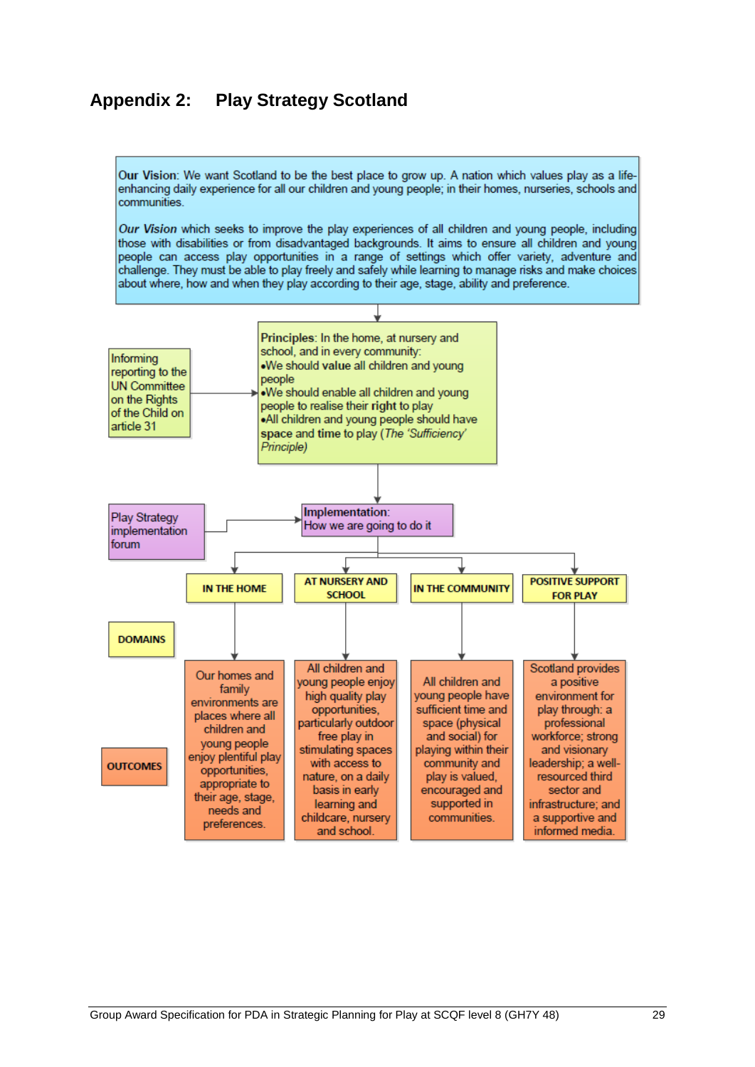## Appendix 2: Play Strategy Scotland

**Our Vision**: We want Scotland to be the best place to grow up. A nation which values play as a life-enhancing daily experience for all our children and young people; in their homes, nurseries, schools and communities.

***Our Vision*** which seeks to improve the play experiences of all children and young people, including those with disabilities or from disadvantaged backgrounds. It aims to ensure all children and young people can access play opportunities in a range of settings which offer variety, adventure and challenge. They must be able to play freely and safely while learning to manage risks and make choices about where, how and when they play according to their age, stage, ability and preference.

Informing reporting to the UN Committee on the Rights of the Child on article 31

**Principles**: In the home, at nursery and school, and in every community:

- We should **value** all children and young people
- We should enable all children and young people to realise their **right** to play
- All children and young people should have **space** and **time** to play (*The 'Sufficiency' Principle)*

Play Strategy implementation forum

**Implementation**:
How we are going to do it

| DOMAINS | IN THE HOME | AT NURSERY AND SCHOOL | IN THE COMMUNITY | POSITIVE SUPPORT FOR PLAY |
|---|---|---|---|---|
| OUTCOMES | Our homes and family environments are places where all children and young people enjoy plentiful play opportunities, appropriate to their age, stage, needs and preferences. | All children and young people enjoy high quality play opportunities, particularly outdoor free play in stimulating spaces with access to nature, on a daily basis in early learning and childcare, nursery and school. | All children and young people have sufficient time and space (physical and social) for playing within their community and play is valued, encouraged and supported in communities. | Scotland provides a positive environment for play through: a professional workforce; strong and visionary leadership; a well-resourced third sector and infrastructure; and a supportive and informed media. |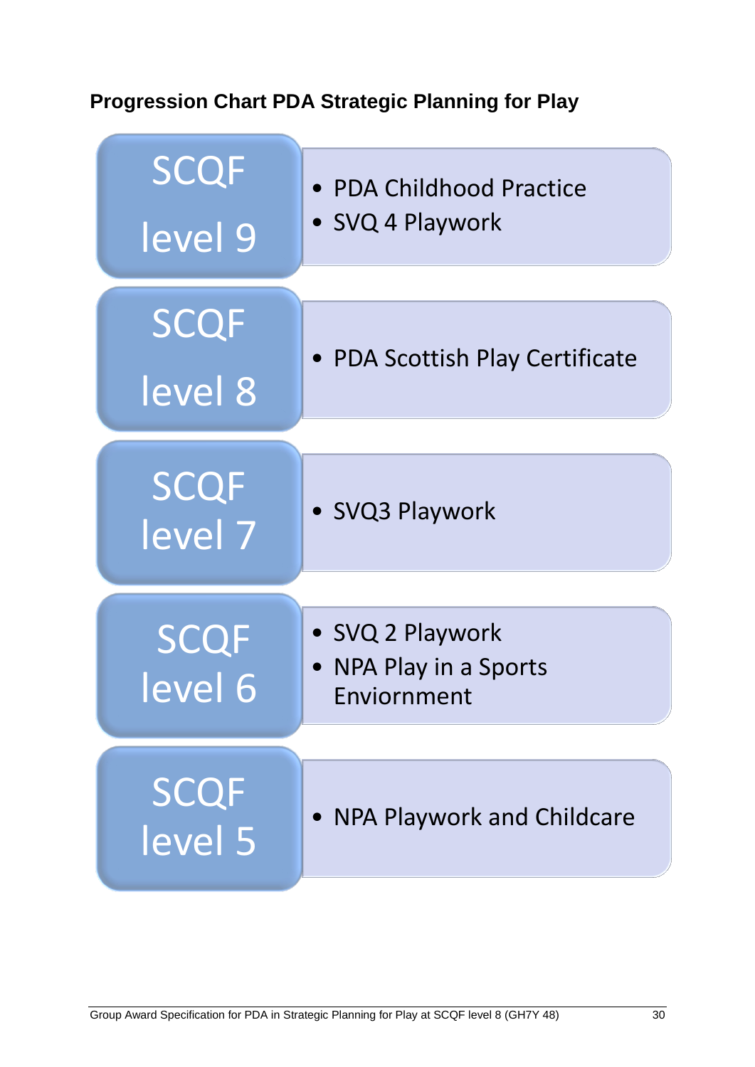## Progression Chart PDA Strategic Planning for Play

SCQF level 9

- PDA Childhood Practice
- SVQ 4 Playwork

SCQF level 8

- PDA Scottish Play Certificate

SCQF level 7

- SVQ3 Playwork

SCQF level 6

- SVQ 2 Playwork
- NPA Play in a Sports Enviornment

SCQF level 5

- NPA Playwork and Childcare